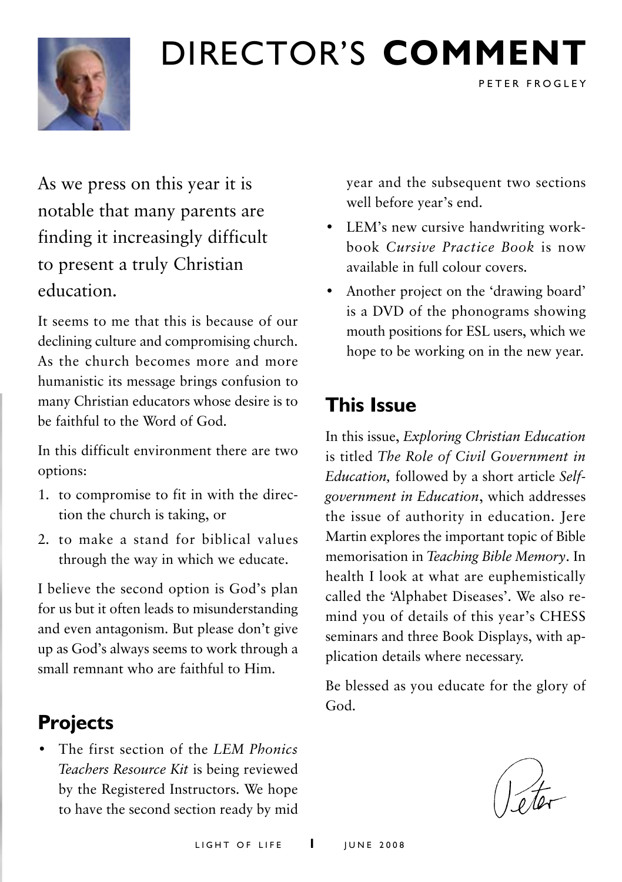# DIRECTOR'S **COMMENT**

PETER FROGLEY

As we press on this year it is notable that many parents are finding it increasingly difficult to present a truly Christian education.

It seems to me that this is because of our declining culture and compromising church. As the church becomes more and more humanistic its message brings confusion to many Christian educators whose desire is to be faithful to the Word of God.

In this difficult environment there are two options:

1. to compromise to fit in with the direction the church is taking, or
2. to make a stand for biblical values through the way in which we educate.

I believe the second option is God's plan for us but it often leads to misunderstanding and even antagonism. But please don't give up as God's always seems to work through a small remnant who are faithful to Him.

## Projects

- The first section of the *LEM Phonics Teachers Resource Kit* is being reviewed by the Registered Instructors. We hope to have the second section ready by mid year and the subsequent two sections well before year's end.
- LEM's new cursive handwriting workbook *Cursive Practice Book* is now available in full colour covers.
- Another project on the 'drawing board' is a DVD of the phonograms showing mouth positions for ESL users, which we hope to be working on in the new year.

## This Issue

In this issue, *Exploring Christian Education* is titled *The Role of Civil Government in Education,* followed by a short article *Self-government in Education*, which addresses the issue of authority in education. Jere Martin explores the important topic of Bible memorisation in *Teaching Bible Memory*. In health I look at what are euphemistically called the 'Alphabet Diseases'. We also remind you of details of this year's CHESS seminars and three Book Displays, with application details where necessary.

Be blessed as you educate for the glory of God.

Peter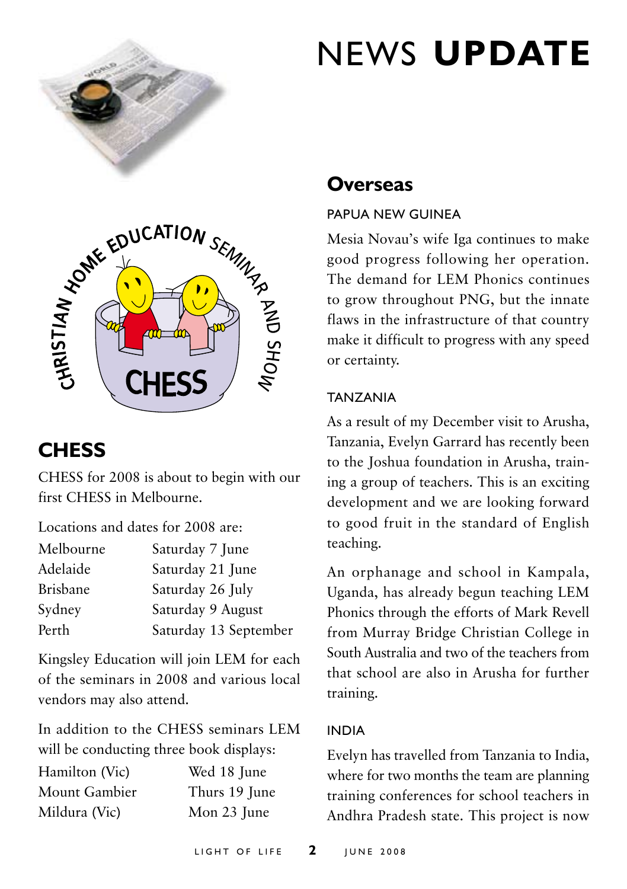# NEWS **UPDATE**

## CHESS

CHESS for 2008 is about to begin with our first CHESS in Melbourne.

Locations and dates for 2008 are:

| | |
|---|---|
| Melbourne | Saturday 7 June |
| Adelaide | Saturday 21 June |
| Brisbane | Saturday 26 July |
| Sydney | Saturday 9 August |
| Perth | Saturday 13 September |

Kingsley Education will join LEM for each of the seminars in 2008 and various local vendors may also attend.

In addition to the CHESS seminars LEM will be conducting three book displays:

| | |
|---|---|
| Hamilton (Vic) | Wed 18 June |
| Mount Gambier | Thurs 19 June |
| Mildura (Vic) | Mon 23 June |

## Overseas

### PAPUA NEW GUINEA

Mesia Novau's wife Iga continues to make good progress following her operation. The demand for LEM Phonics continues to grow throughout PNG, but the innate flaws in the infrastructure of that country make it difficult to progress with any speed or certainty.

### TANZANIA

As a result of my December visit to Arusha, Tanzania, Evelyn Garrard has recently been to the Joshua foundation in Arusha, training a group of teachers. This is an exciting development and we are looking forward to good fruit in the standard of English teaching.

An orphanage and school in Kampala, Uganda, has already begun teaching LEM Phonics through the efforts of Mark Revell from Murray Bridge Christian College in South Australia and two of the teachers from that school are also in Arusha for further training.

### INDIA

Evelyn has travelled from Tanzania to India, where for two months the team are planning training conferences for school teachers in Andhra Pradesh state. This project is now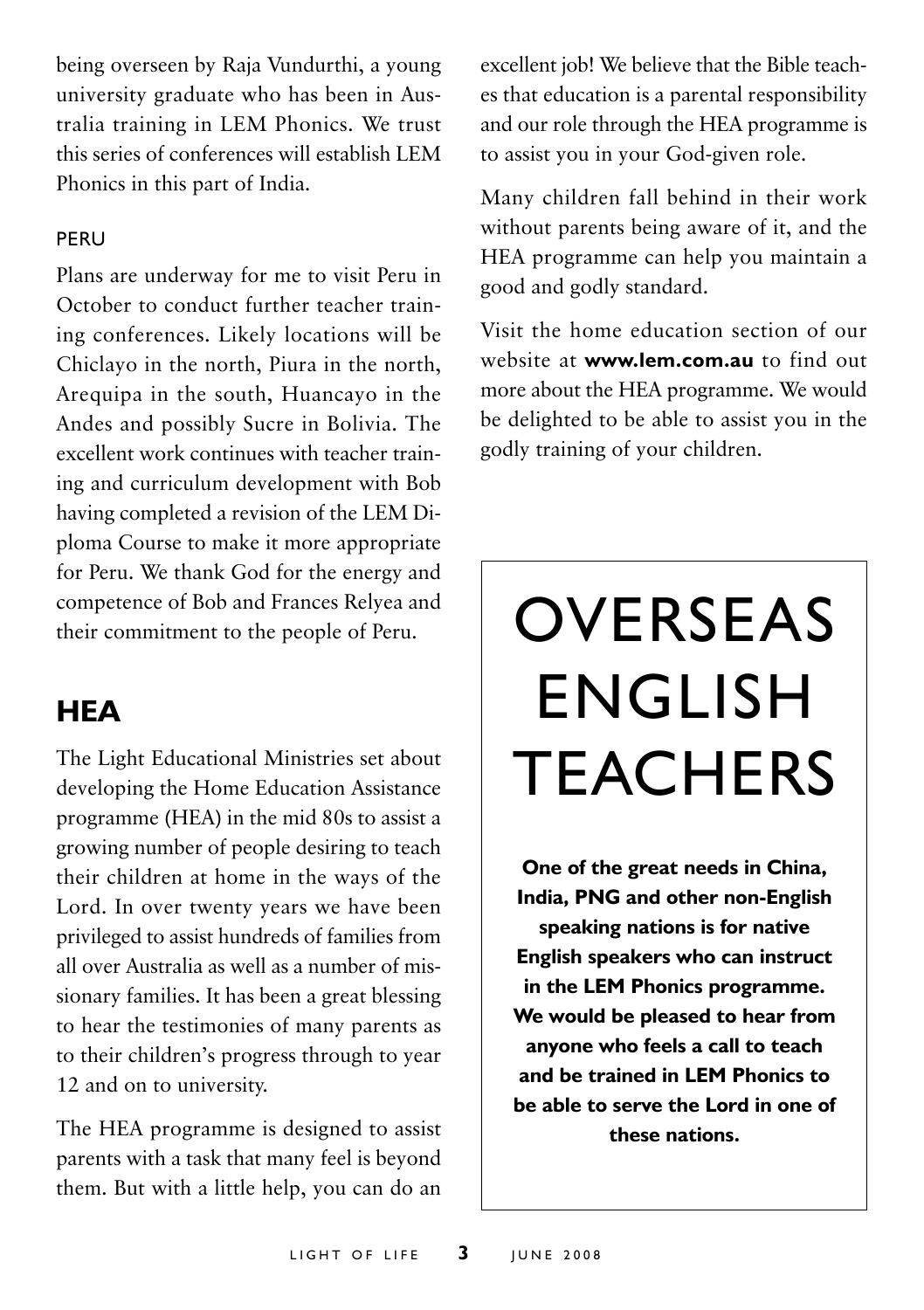being overseen by Raja Vundurthi, a young university graduate who has been in Australia training in LEM Phonics. We trust this series of conferences will establish LEM Phonics in this part of India.

### PERU

Plans are underway for me to visit Peru in October to conduct further teacher training conferences. Likely locations will be Chiclayo in the north, Piura in the north, Arequipa in the south, Huancayo in the Andes and possibly Sucre in Bolivia. The excellent work continues with teacher training and curriculum development with Bob having completed a revision of the LEM Diploma Course to make it more appropriate for Peru. We thank God for the energy and competence of Bob and Frances Relyea and their commitment to the people of Peru.

## HEA

The Light Educational Ministries set about developing the Home Education Assistance programme (HEA) in the mid 80s to assist a growing number of people desiring to teach their children at home in the ways of the Lord. In over twenty years we have been privileged to assist hundreds of families from all over Australia as well as a number of missionary families. It has been a great blessing to hear the testimonies of many parents as to their children's progress through to year 12 and on to university.

The HEA programme is designed to assist parents with a task that many feel is beyond them. But with a little help, you can do an excellent job! We believe that the Bible teaches that education is a parental responsibility and our role through the HEA programme is to assist you in your God-given role.

Many children fall behind in their work without parents being aware of it, and the HEA programme can help you maintain a good and godly standard.

Visit the home education section of our website at **www.lem.com.au** to find out more about the HEA programme. We would be delighted to be able to assist you in the godly training of your children.

# OVERSEAS ENGLISH TEACHERS

**One of the great needs in China, India, PNG and other non-English speaking nations is for native English speakers who can instruct in the LEM Phonics programme. We would be pleased to hear from anyone who feels a call to teach and be trained in LEM Phonics to be able to serve the Lord in one of these nations.**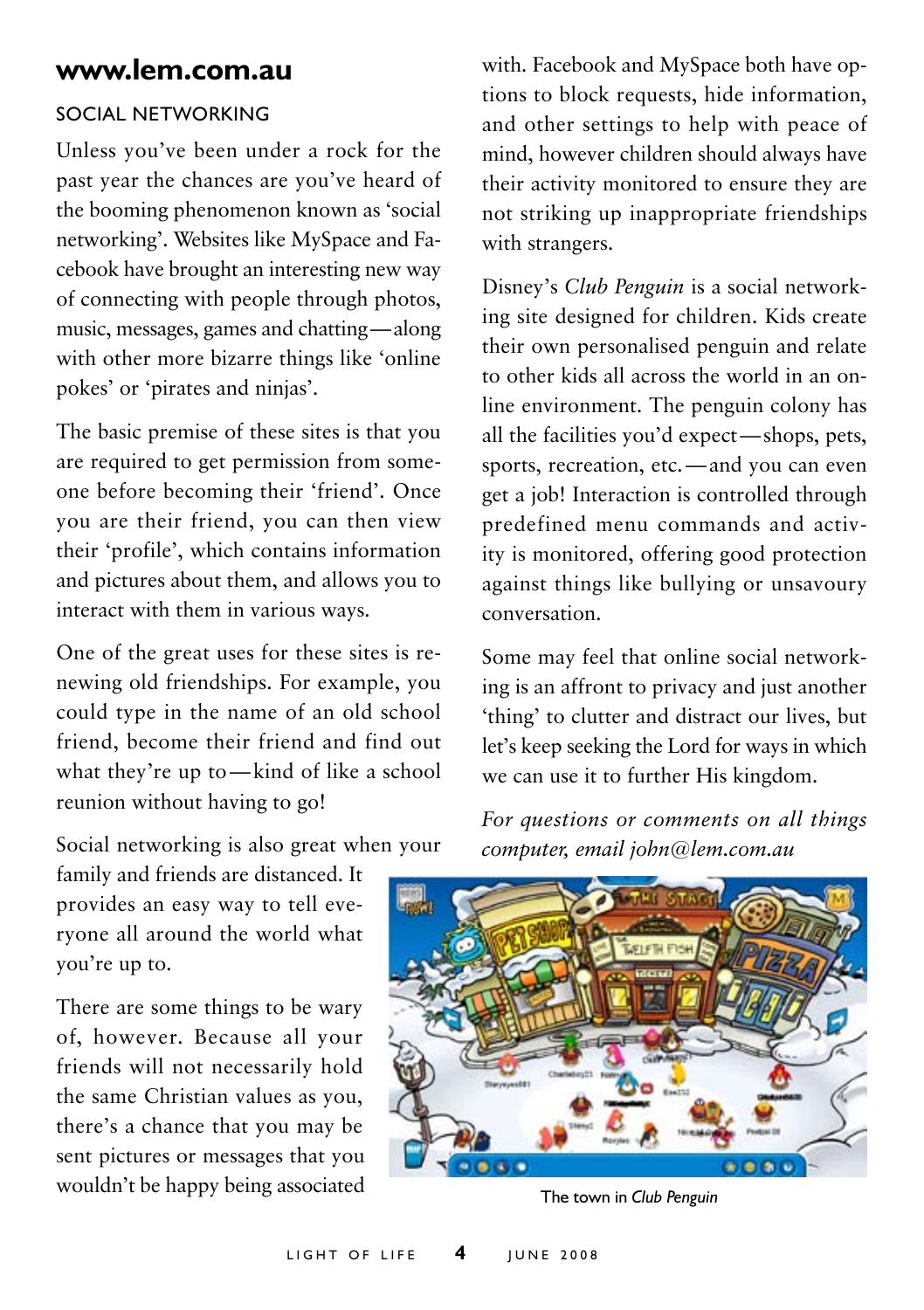## www.lem.com.au

### SOCIAL NETWORKING

Unless you've been under a rock for the past year the chances are you've heard of the booming phenomenon known as 'social networking'. Websites like MySpace and Facebook have brought an interesting new way of connecting with people through photos, music, messages, games and chatting—along with other more bizarre things like 'online pokes' or 'pirates and ninjas'.

The basic premise of these sites is that you are required to get permission from someone before becoming their 'friend'. Once you are their friend, you can then view their 'profile', which contains information and pictures about them, and allows you to interact with them in various ways.

One of the great uses for these sites is renewing old friendships. For example, you could type in the name of an old school friend, become their friend and find out what they're up to—kind of like a school reunion without having to go!

Social networking is also great when your family and friends are distanced. It provides an easy way to tell everyone all around the world what you're up to.

There are some things to be wary of, however. Because all your friends will not necessarily hold the same Christian values as you, there's a chance that you may be sent pictures or messages that you wouldn't be happy being associated with. Facebook and MySpace both have options to block requests, hide information, and other settings to help with peace of mind, however children should always have their activity monitored to ensure they are not striking up inappropriate friendships with strangers.

Disney's *Club Penguin* is a social networking site designed for children. Kids create their own personalised penguin and relate to other kids all across the world in an online environment. The penguin colony has all the facilities you'd expect—shops, pets, sports, recreation, etc.—and you can even get a job! Interaction is controlled through predefined menu commands and activity is monitored, offering good protection against things like bullying or unsavoury conversation.

Some may feel that online social networking is an affront to privacy and just another 'thing' to clutter and distract our lives, but let's keep seeking the Lord for ways in which we can use it to further His kingdom.

*For questions or comments on all things computer, email john@lem.com.au*

The town in *Club Penguin*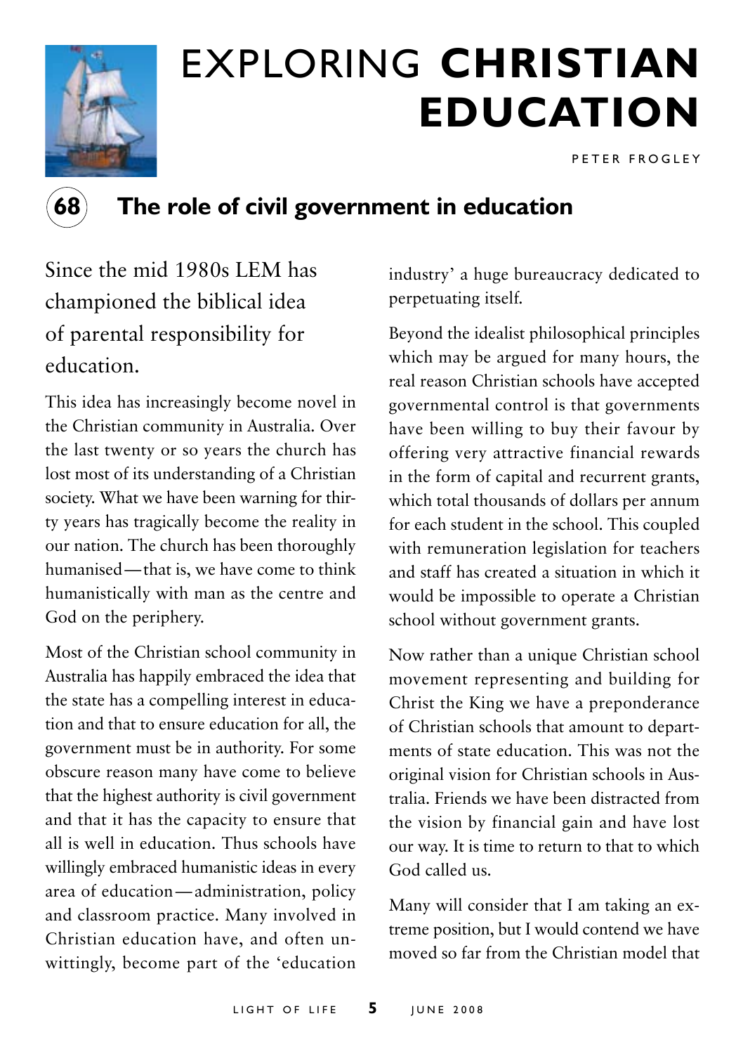# EXPLORING **CHRISTIAN EDUCATION**

PETER FROGLEY

## 68 The role of civil government in education

Since the mid 1980s LEM has championed the biblical idea of parental responsibility for education.

This idea has increasingly become novel in the Christian community in Australia. Over the last twenty or so years the church has lost most of its understanding of a Christian society. What we have been warning for thirty years has tragically become the reality in our nation. The church has been thoroughly humanised—that is, we have come to think humanistically with man as the centre and God on the periphery.

Most of the Christian school community in Australia has happily embraced the idea that the state has a compelling interest in education and that to ensure education for all, the government must be in authority. For some obscure reason many have come to believe that the highest authority is civil government and that it has the capacity to ensure that all is well in education. Thus schools have willingly embraced humanistic ideas in every area of education—administration, policy and classroom practice. Many involved in Christian education have, and often unwittingly, become part of the 'education industry' a huge bureaucracy dedicated to perpetuating itself.

Beyond the idealist philosophical principles which may be argued for many hours, the real reason Christian schools have accepted governmental control is that governments have been willing to buy their favour by offering very attractive financial rewards in the form of capital and recurrent grants, which total thousands of dollars per annum for each student in the school. This coupled with remuneration legislation for teachers and staff has created a situation in which it would be impossible to operate a Christian school without government grants.

Now rather than a unique Christian school movement representing and building for Christ the King we have a preponderance of Christian schools that amount to departments of state education. This was not the original vision for Christian schools in Australia. Friends we have been distracted from the vision by financial gain and have lost our way. It is time to return to that to which God called us.

Many will consider that I am taking an extreme position, but I would contend we have moved so far from the Christian model that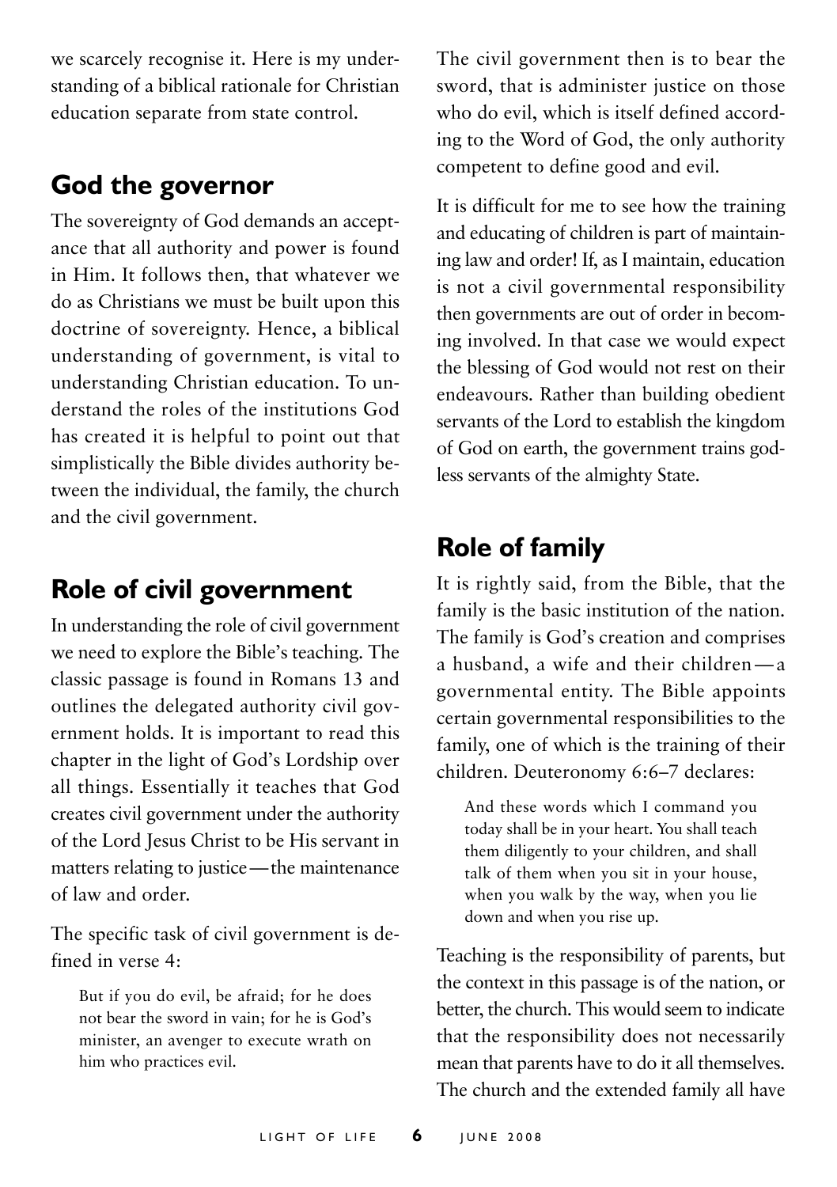we scarcely recognise it. Here is my understanding of a biblical rationale for Christian education separate from state control.

## God the governor

The sovereignty of God demands an acceptance that all authority and power is found in Him. It follows then, that whatever we do as Christians we must be built upon this doctrine of sovereignty. Hence, a biblical understanding of government, is vital to understanding Christian education. To understand the roles of the institutions God has created it is helpful to point out that simplistically the Bible divides authority between the individual, the family, the church and the civil government.

## Role of civil government

In understanding the role of civil government we need to explore the Bible's teaching. The classic passage is found in Romans 13 and outlines the delegated authority civil government holds. It is important to read this chapter in the light of God's Lordship over all things. Essentially it teaches that God creates civil government under the authority of the Lord Jesus Christ to be His servant in matters relating to justice—the maintenance of law and order.

The specific task of civil government is defined in verse 4:

> But if you do evil, be afraid; for he does not bear the sword in vain; for he is God's minister, an avenger to execute wrath on him who practices evil.

The civil government then is to bear the sword, that is administer justice on those who do evil, which is itself defined according to the Word of God, the only authority competent to define good and evil.

It is difficult for me to see how the training and educating of children is part of maintaining law and order! If, as I maintain, education is not a civil governmental responsibility then governments are out of order in becoming involved. In that case we would expect the blessing of God would not rest on their endeavours. Rather than building obedient servants of the Lord to establish the kingdom of God on earth, the government trains godless servants of the almighty State.

## Role of family

It is rightly said, from the Bible, that the family is the basic institution of the nation. The family is God's creation and comprises a husband, a wife and their children—a governmental entity. The Bible appoints certain governmental responsibilities to the family, one of which is the training of their children. Deuteronomy 6:6–7 declares:

> And these words which I command you today shall be in your heart. You shall teach them diligently to your children, and shall talk of them when you sit in your house, when you walk by the way, when you lie down and when you rise up.

Teaching is the responsibility of parents, but the context in this passage is of the nation, or better, the church. This would seem to indicate that the responsibility does not necessarily mean that parents have to do it all themselves. The church and the extended family all have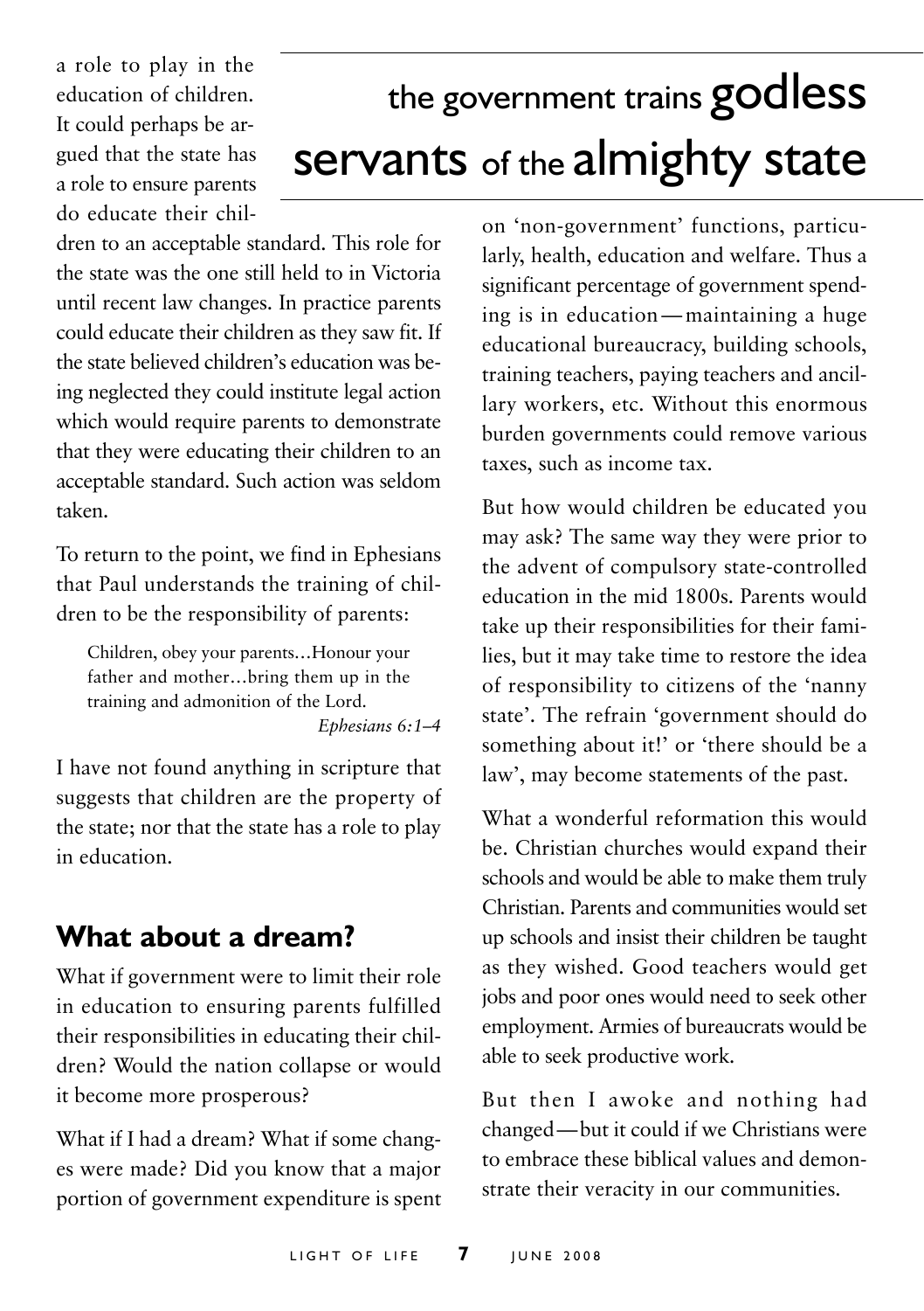a role to play in the education of children. It could perhaps be argued that the state has a role to ensure parents do educate their children to an acceptable standard. This role for the state was the one still held to in Victoria until recent law changes. In practice parents could educate their children as they saw fit. If the state believed children's education was being neglected they could institute legal action which would require parents to demonstrate that they were educating their children to an acceptable standard. Such action was seldom taken.

To return to the point, we find in Ephesians that Paul understands the training of children to be the responsibility of parents:

> Children, obey your parents…Honour your father and mother…bring them up in the training and admonition of the Lord.
>
> *Ephesians 6:1–4*

I have not found anything in scripture that suggests that children are the property of the state; nor that the state has a role to play in education.

> the government trains **godless servants** of the **almighty state**

## What about a dream?

What if government were to limit their role in education to ensuring parents fulfilled their responsibilities in educating their children? Would the nation collapse or would it become more prosperous?

What if I had a dream? What if some changes were made? Did you know that a major portion of government expenditure is spent on 'non-government' functions, particularly, health, education and welfare. Thus a significant percentage of government spending is in education—maintaining a huge educational bureaucracy, building schools, training teachers, paying teachers and ancillary workers, etc. Without this enormous burden governments could remove various taxes, such as income tax.

But how would children be educated you may ask? The same way they were prior to the advent of compulsory state-controlled education in the mid 1800s. Parents would take up their responsibilities for their families, but it may take time to restore the idea of responsibility to citizens of the 'nanny state'. The refrain 'government should do something about it!' or 'there should be a law', may become statements of the past.

What a wonderful reformation this would be. Christian churches would expand their schools and would be able to make them truly Christian. Parents and communities would set up schools and insist their children be taught as they wished. Good teachers would get jobs and poor ones would need to seek other employment. Armies of bureaucrats would be able to seek productive work.

But then I awoke and nothing had changed—but it could if we Christians were to embrace these biblical values and demonstrate their veracity in our communities.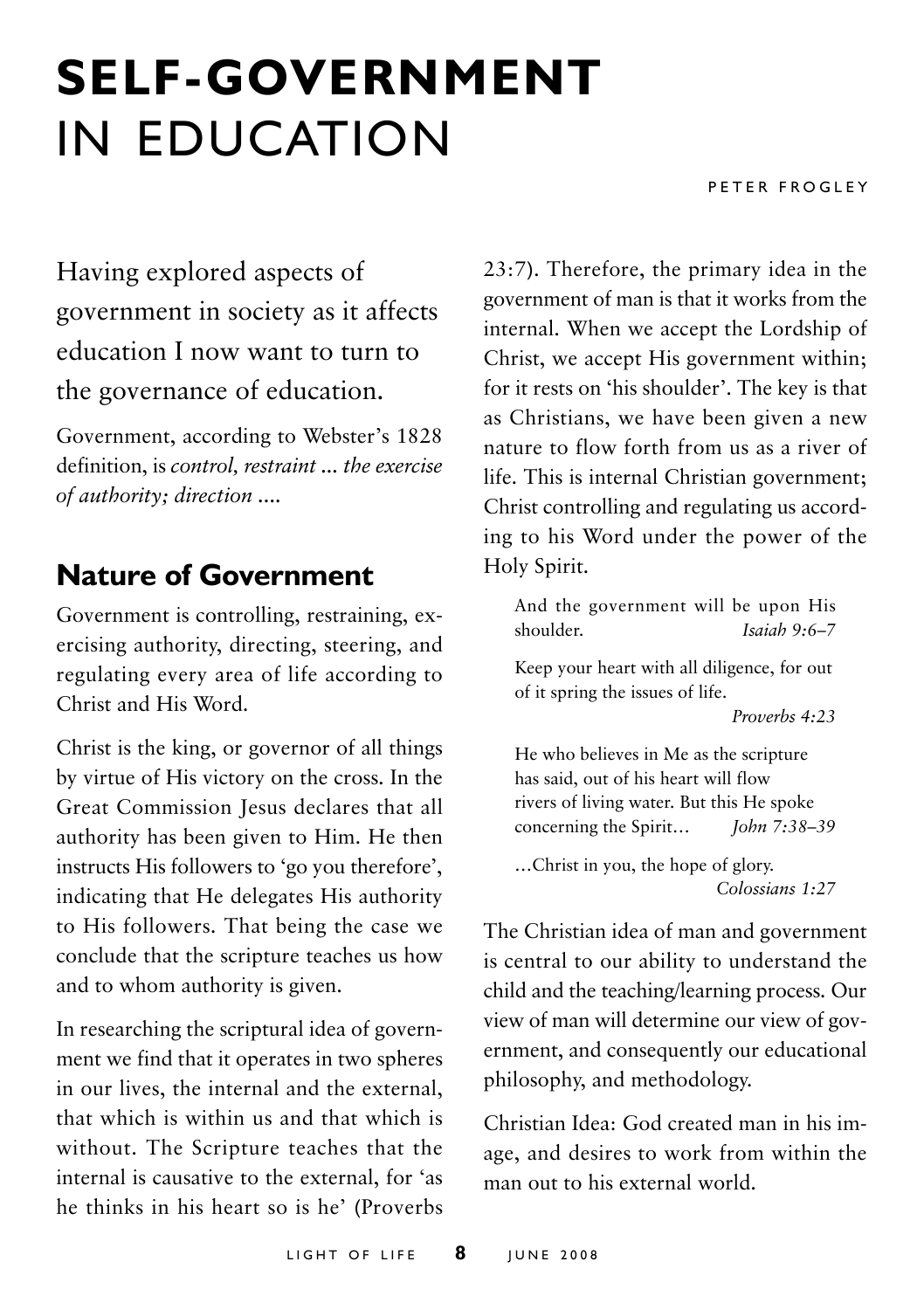# **SELF-GOVERNMENT** IN EDUCATION

PETER FROGLEY

Having explored aspects of government in society as it affects education I now want to turn to the governance of education.

Government, according to Webster's 1828 definition, is *control, restraint ... the exercise of authority; direction ....*

## Nature of Government

Government is controlling, restraining, exercising authority, directing, steering, and regulating every area of life according to Christ and His Word.

Christ is the king, or governor of all things by virtue of His victory on the cross. In the Great Commission Jesus declares that all authority has been given to Him. He then instructs His followers to 'go you therefore', indicating that He delegates His authority to His followers. That being the case we conclude that the scripture teaches us how and to whom authority is given.

In researching the scriptural idea of government we find that it operates in two spheres in our lives, the internal and the external, that which is within us and that which is without. The Scripture teaches that the internal is causative to the external, for 'as he thinks in his heart so is he' (Proverbs 23:7). Therefore, the primary idea in the government of man is that it works from the internal. When we accept the Lordship of Christ, we accept His government within; for it rests on 'his shoulder'. The key is that as Christians, we have been given a new nature to flow forth from us as a river of life. This is internal Christian government; Christ controlling and regulating us according to his Word under the power of the Holy Spirit.

> And the government will be upon His shoulder. *Isaiah 9:6–7*
>
> Keep your heart with all diligence, for out of it spring the issues of life. *Proverbs 4:23*
>
> He who believes in Me as the scripture has said, out of his heart will flow rivers of living water. But this He spoke concerning the Spirit… *John 7:38–39*
>
> …Christ in you, the hope of glory. *Colossians 1:27*

The Christian idea of man and government is central to our ability to understand the child and the teaching/learning process. Our view of man will determine our view of government, and consequently our educational philosophy, and methodology.

Christian Idea: God created man in his image, and desires to work from within the man out to his external world.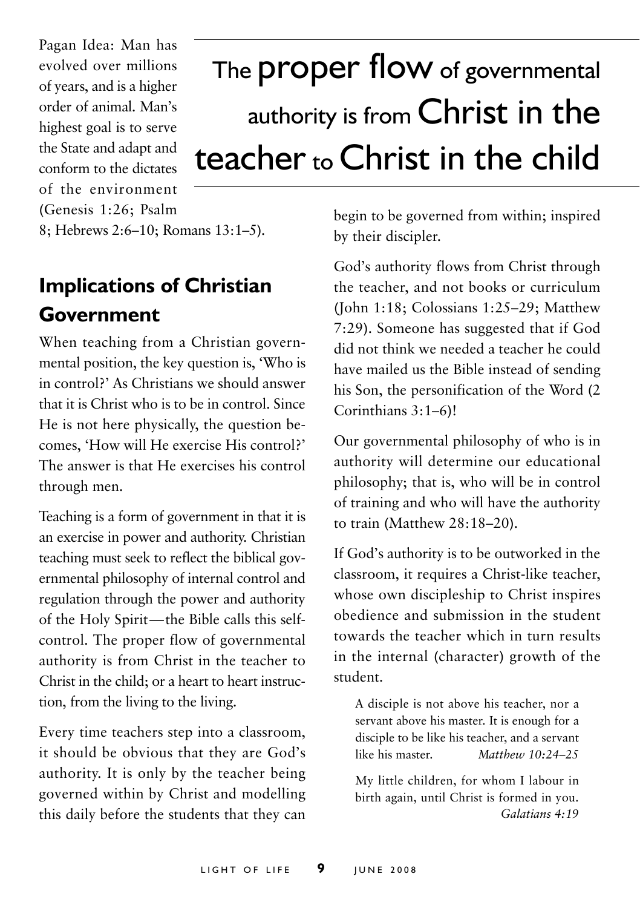Pagan Idea: Man has evolved over millions of years, and is a higher order of animal. Man's highest goal is to serve the State and adapt and conform to the dictates of the environment (Genesis 1:26; Psalm 8; Hebrews 2:6–10; Romans 13:1–5).

# The proper flow of governmental authority is from Christ in the teacher to Christ in the child

## Implications of Christian Government

When teaching from a Christian governmental position, the key question is, 'Who is in control?' As Christians we should answer that it is Christ who is to be in control. Since He is not here physically, the question becomes, 'How will He exercise His control?' The answer is that He exercises his control through men.

Teaching is a form of government in that it is an exercise in power and authority. Christian teaching must seek to reflect the biblical governmental philosophy of internal control and regulation through the power and authority of the Holy Spirit—the Bible calls this self-control. The proper flow of governmental authority is from Christ in the teacher to Christ in the child; or a heart to heart instruction, from the living to the living.

Every time teachers step into a classroom, it should be obvious that they are God's authority. It is only by the teacher being governed within by Christ and modelling this daily before the students that they can begin to be governed from within; inspired by their discipler.

God's authority flows from Christ through the teacher, and not books or curriculum (John 1:18; Colossians 1:25–29; Matthew 7:29). Someone has suggested that if God did not think we needed a teacher he could have mailed us the Bible instead of sending his Son, the personification of the Word (2 Corinthians 3:1–6)!

Our governmental philosophy of who is in authority will determine our educational philosophy; that is, who will be in control of training and who will have the authority to train (Matthew 28:18–20).

If God's authority is to be outworked in the classroom, it requires a Christ-like teacher, whose own discipleship to Christ inspires obedience and submission in the student towards the teacher which in turn results in the internal (character) growth of the student.

> A disciple is not above his teacher, nor a servant above his master. It is enough for a disciple to be like his teacher, and a servant like his master. *Matthew 10:24–25*

> My little children, for whom I labour in birth again, until Christ is formed in you. *Galatians 4:19*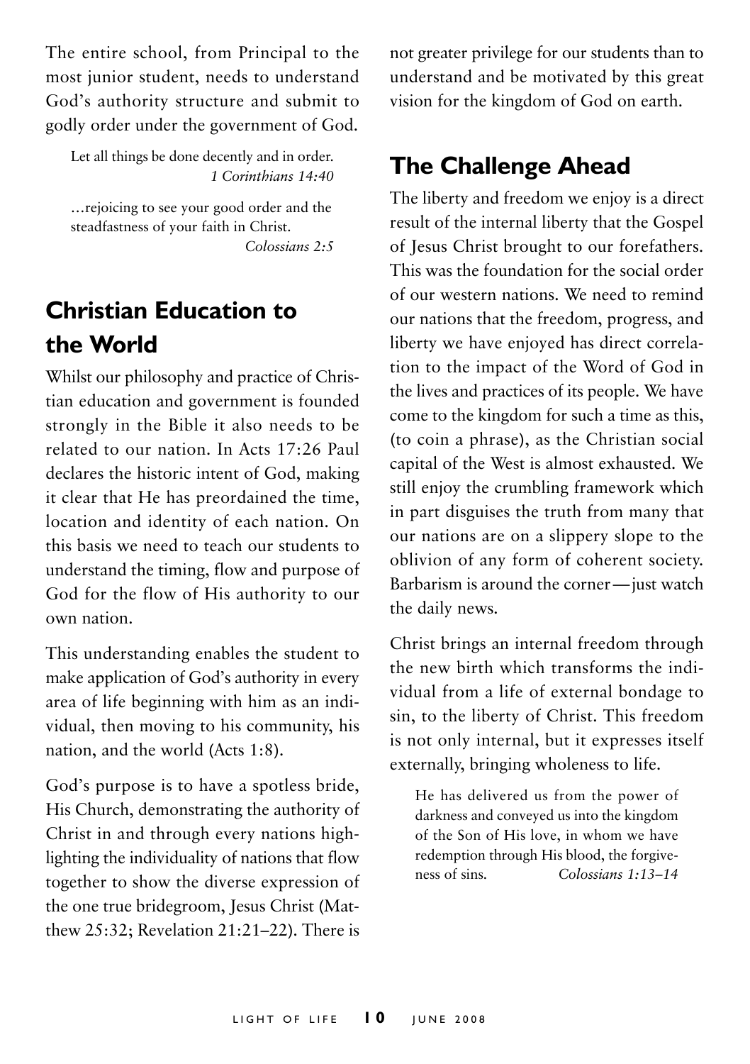The entire school, from Principal to the most junior student, needs to understand God's authority structure and submit to godly order under the government of God.

> Let all things be done decently and in order.
> *1 Corinthians 14:40*

> …rejoicing to see your good order and the steadfastness of your faith in Christ.
> *Colossians 2:5*

## Christian Education to the World

Whilst our philosophy and practice of Christian education and government is founded strongly in the Bible it also needs to be related to our nation. In Acts 17:26 Paul declares the historic intent of God, making it clear that He has preordained the time, location and identity of each nation. On this basis we need to teach our students to understand the timing, flow and purpose of God for the flow of His authority to our own nation.

This understanding enables the student to make application of God's authority in every area of life beginning with him as an individual, then moving to his community, his nation, and the world (Acts 1:8).

God's purpose is to have a spotless bride, His Church, demonstrating the authority of Christ in and through every nations highlighting the individuality of nations that flow together to show the diverse expression of the one true bridegroom, Jesus Christ (Matthew 25:32; Revelation 21:21–22). There is not greater privilege for our students than to understand and be motivated by this great vision for the kingdom of God on earth.

## The Challenge Ahead

The liberty and freedom we enjoy is a direct result of the internal liberty that the Gospel of Jesus Christ brought to our forefathers. This was the foundation for the social order of our western nations. We need to remind our nations that the freedom, progress, and liberty we have enjoyed has direct correlation to the impact of the Word of God in the lives and practices of its people. We have come to the kingdom for such a time as this, (to coin a phrase), as the Christian social capital of the West is almost exhausted. We still enjoy the crumbling framework which in part disguises the truth from many that our nations are on a slippery slope to the oblivion of any form of coherent society. Barbarism is around the corner—just watch the daily news.

Christ brings an internal freedom through the new birth which transforms the individual from a life of external bondage to sin, to the liberty of Christ. This freedom is not only internal, but it expresses itself externally, bringing wholeness to life.

> He has delivered us from the power of darkness and conveyed us into the kingdom of the Son of His love, in whom we have redemption through His blood, the forgiveness of sins. *Colossians 1:13–14*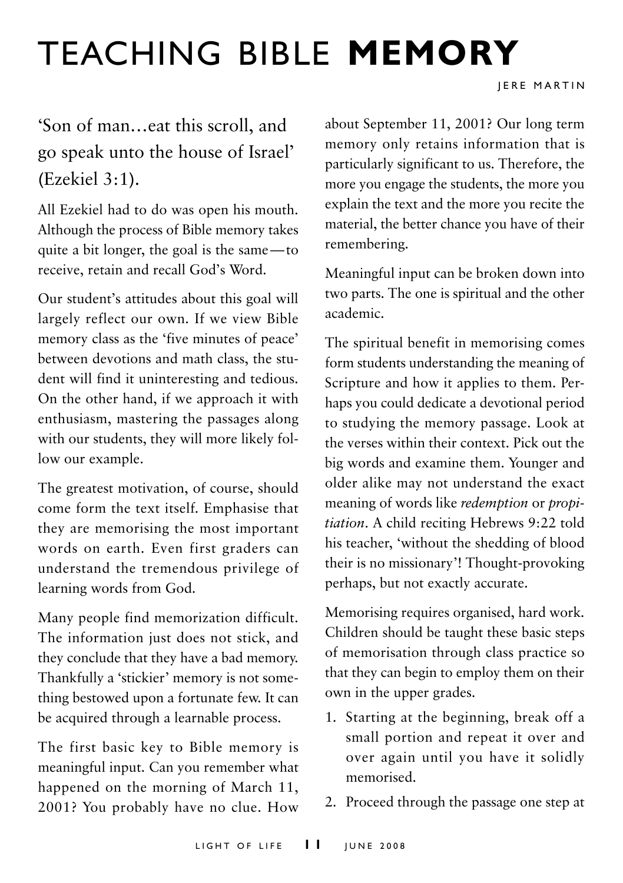# TEACHING BIBLE **MEMORY**

JERE MARTIN

'Son of man…eat this scroll, and go speak unto the house of Israel' (Ezekiel 3:1).

All Ezekiel had to do was open his mouth. Although the process of Bible memory takes quite a bit longer, the goal is the same—to receive, retain and recall God's Word.

Our student's attitudes about this goal will largely reflect our own. If we view Bible memory class as the 'five minutes of peace' between devotions and math class, the student will find it uninteresting and tedious. On the other hand, if we approach it with enthusiasm, mastering the passages along with our students, they will more likely follow our example.

The greatest motivation, of course, should come form the text itself. Emphasise that they are memorising the most important words on earth. Even first graders can understand the tremendous privilege of learning words from God.

Many people find memorization difficult. The information just does not stick, and they conclude that they have a bad memory. Thankfully a 'stickier' memory is not something bestowed upon a fortunate few. It can be acquired through a learnable process.

The first basic key to Bible memory is meaningful input. Can you remember what happened on the morning of March 11, 2001? You probably have no clue. How about September 11, 2001? Our long term memory only retains information that is particularly significant to us. Therefore, the more you engage the students, the more you explain the text and the more you recite the material, the better chance you have of their remembering.

Meaningful input can be broken down into two parts. The one is spiritual and the other academic.

The spiritual benefit in memorising comes form students understanding the meaning of Scripture and how it applies to them. Perhaps you could dedicate a devotional period to studying the memory passage. Look at the verses within their context. Pick out the big words and examine them. Younger and older alike may not understand the exact meaning of words like *redemption* or *propitiation*. A child reciting Hebrews 9:22 told his teacher, 'without the shedding of blood their is no missionary'! Thought-provoking perhaps, but not exactly accurate.

Memorising requires organised, hard work. Children should be taught these basic steps of memorisation through class practice so that they can begin to employ them on their own in the upper grades.

1. Starting at the beginning, break off a small portion and repeat it over and over again until you have it solidly memorised.
2. Proceed through the passage one step at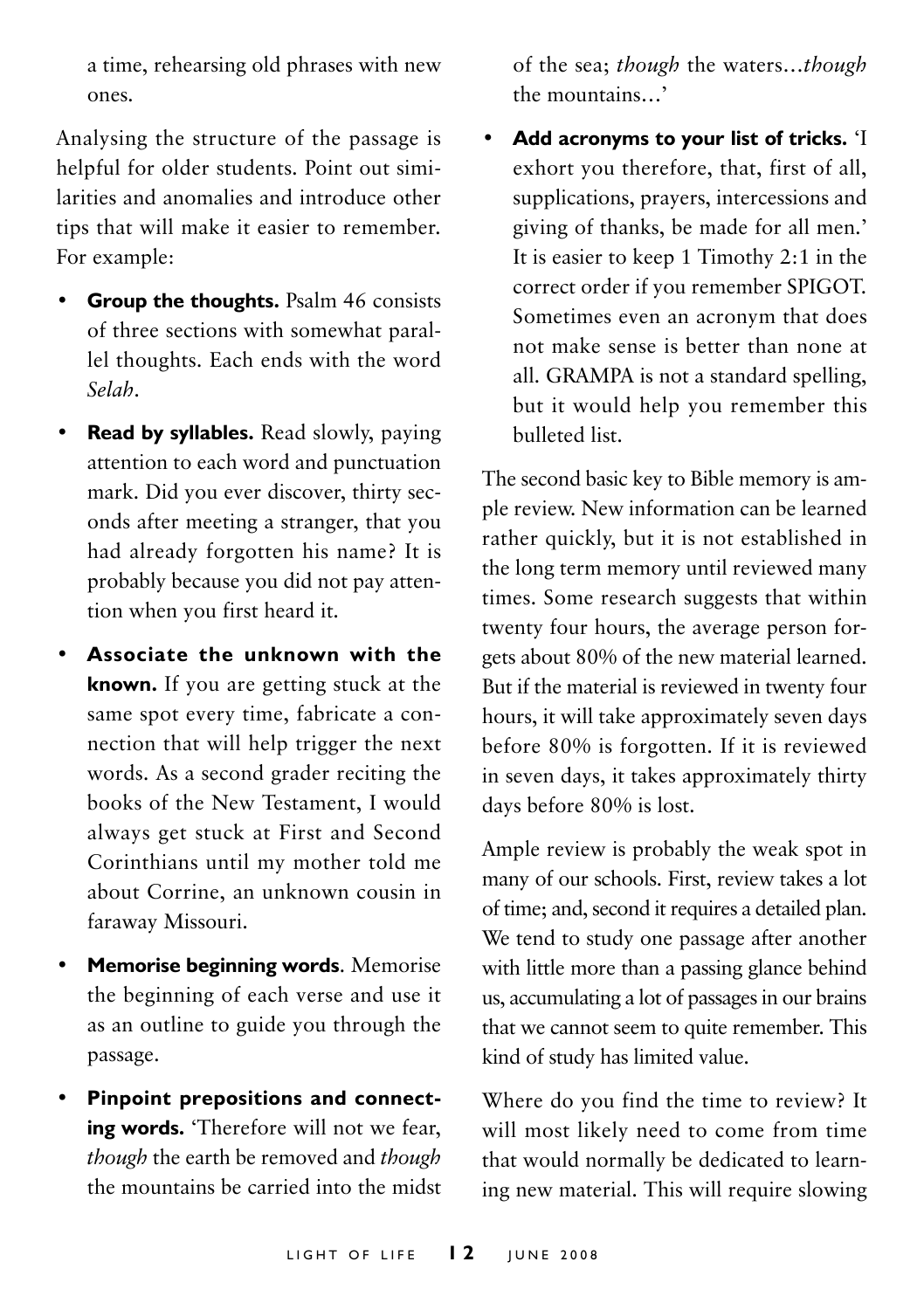a time, rehearsing old phrases with new ones.

Analysing the structure of the passage is helpful for older students. Point out similarities and anomalies and introduce other tips that will make it easier to remember. For example:

- **Group the thoughts.** Psalm 46 consists of three sections with somewhat parallel thoughts. Each ends with the word *Selah*.
- **Read by syllables.** Read slowly, paying attention to each word and punctuation mark. Did you ever discover, thirty seconds after meeting a stranger, that you had already forgotten his name? It is probably because you did not pay attention when you first heard it.
- **Associate the unknown with the known.** If you are getting stuck at the same spot every time, fabricate a connection that will help trigger the next words. As a second grader reciting the books of the New Testament, I would always get stuck at First and Second Corinthians until my mother told me about Corrine, an unknown cousin in faraway Missouri.
- **Memorise beginning words**. Memorise the beginning of each verse and use it as an outline to guide you through the passage.
- **Pinpoint prepositions and connecting words.** 'Therefore will not we fear, *though* the earth be removed and *though* the mountains be carried into the midst of the sea; *though* the waters…*though* the mountains…'
- **Add acronyms to your list of tricks.** 'I exhort you therefore, that, first of all, supplications, prayers, intercessions and giving of thanks, be made for all men.' It is easier to keep 1 Timothy 2:1 in the correct order if you remember SPIGOT. Sometimes even an acronym that does not make sense is better than none at all. GRAMPA is not a standard spelling, but it would help you remember this bulleted list.

The second basic key to Bible memory is ample review. New information can be learned rather quickly, but it is not established in the long term memory until reviewed many times. Some research suggests that within twenty four hours, the average person forgets about 80% of the new material learned. But if the material is reviewed in twenty four hours, it will take approximately seven days before 80% is forgotten. If it is reviewed in seven days, it takes approximately thirty days before 80% is lost.

Ample review is probably the weak spot in many of our schools. First, review takes a lot of time; and, second it requires a detailed plan. We tend to study one passage after another with little more than a passing glance behind us, accumulating a lot of passages in our brains that we cannot seem to quite remember. This kind of study has limited value.

Where do you find the time to review? It will most likely need to come from time that would normally be dedicated to learning new material. This will require slowing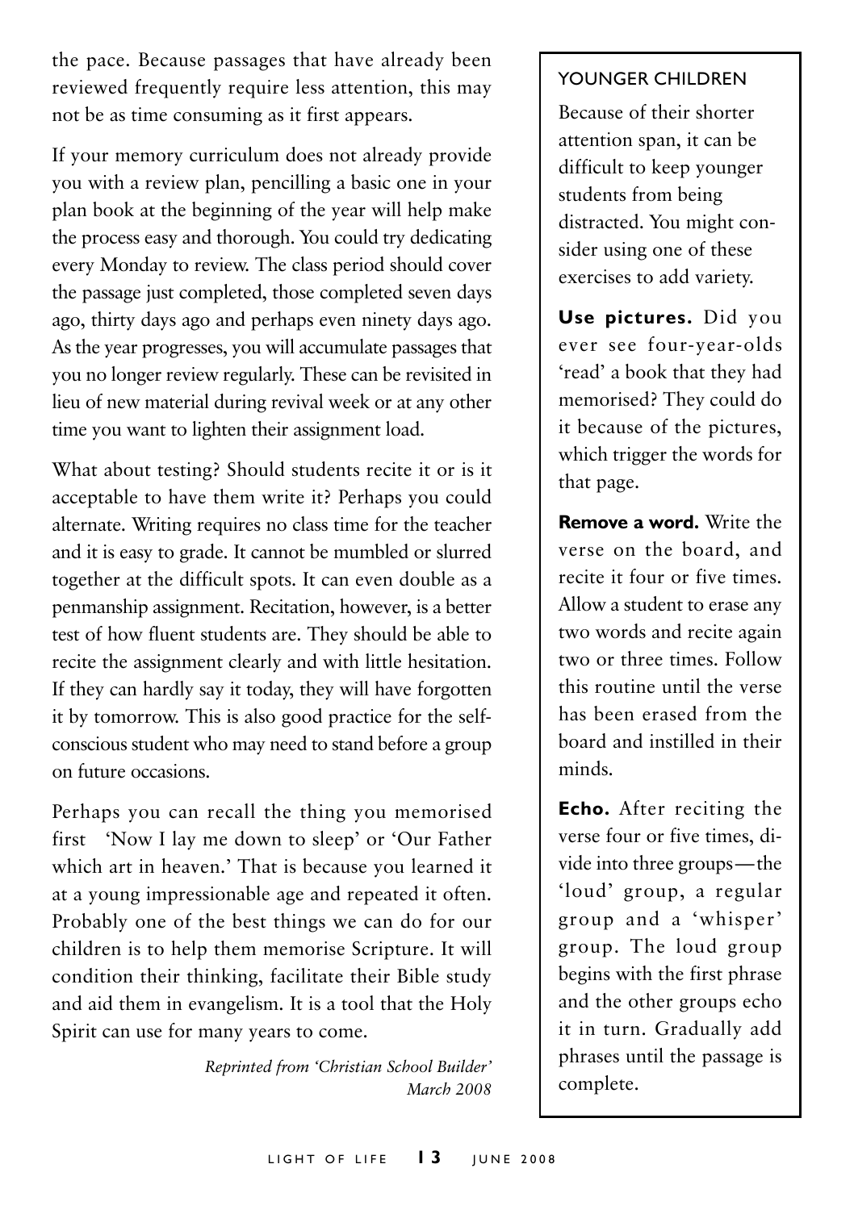the pace. Because passages that have already been reviewed frequently require less attention, this may not be as time consuming as it first appears.

If your memory curriculum does not already provide you with a review plan, pencilling a basic one in your plan book at the beginning of the year will help make the process easy and thorough. You could try dedicating every Monday to review. The class period should cover the passage just completed, those completed seven days ago, thirty days ago and perhaps even ninety days ago. As the year progresses, you will accumulate passages that you no longer review regularly. These can be revisited in lieu of new material during revival week or at any other time you want to lighten their assignment load.

What about testing? Should students recite it or is it acceptable to have them write it? Perhaps you could alternate. Writing requires no class time for the teacher and it is easy to grade. It cannot be mumbled or slurred together at the difficult spots. It can even double as a penmanship assignment. Recitation, however, is a better test of how fluent students are. They should be able to recite the assignment clearly and with little hesitation. If they can hardly say it today, they will have forgotten it by tomorrow. This is also good practice for the self-conscious student who may need to stand before a group on future occasions.

Perhaps you can recall the thing you memorised first 'Now I lay me down to sleep' or 'Our Father which art in heaven.' That is because you learned it at a young impressionable age and repeated it often. Probably one of the best things we can do for our children is to help them memorise Scripture. It will condition their thinking, facilitate their Bible study and aid them in evangelism. It is a tool that the Holy Spirit can use for many years to come.

*Reprinted from 'Christian School Builder' March 2008*

### YOUNGER CHILDREN

Because of their shorter attention span, it can be difficult to keep younger students from being distracted. You might consider using one of these exercises to add variety.

**Use pictures.** Did you ever see four-year-olds 'read' a book that they had memorised? They could do it because of the pictures, which trigger the words for that page.

**Remove a word.** Write the verse on the board, and recite it four or five times. Allow a student to erase any two words and recite again two or three times. Follow this routine until the verse has been erased from the board and instilled in their minds.

**Echo.** After reciting the verse four or five times, divide into three groups—the 'loud' group, a regular group and a 'whisper' group. The loud group begins with the first phrase and the other groups echo it in turn. Gradually add phrases until the passage is complete.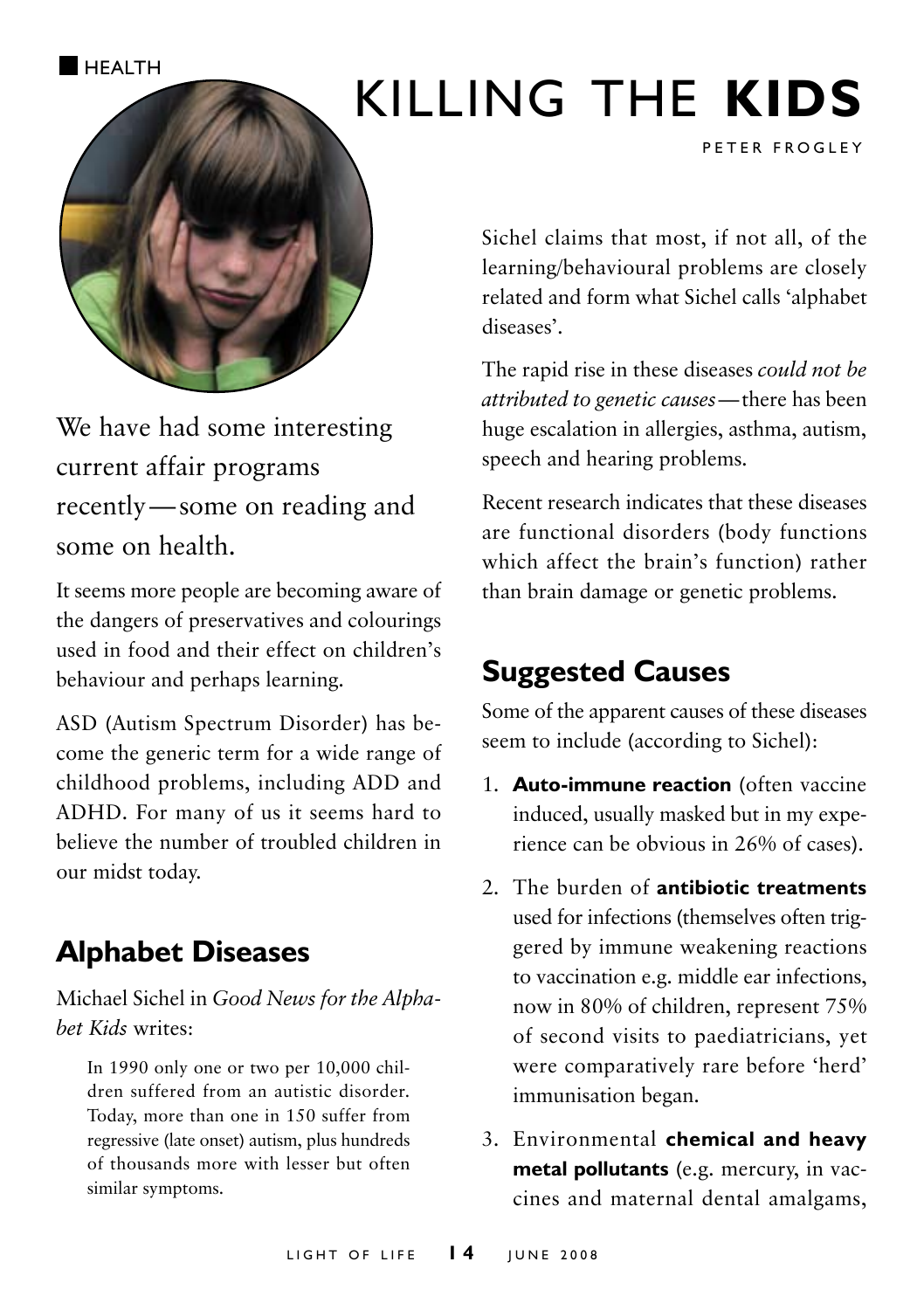HEALTH

# KILLING THE **KIDS**

PETER FROGLEY

We have had some interesting current affair programs recently — some on reading and some on health.

It seems more people are becoming aware of the dangers of preservatives and colourings used in food and their effect on children's behaviour and perhaps learning.

ASD (Autism Spectrum Disorder) has become the generic term for a wide range of childhood problems, including ADD and ADHD. For many of us it seems hard to believe the number of troubled children in our midst today.

## Alphabet Diseases

Michael Sichel in *Good News for the Alphabet Kids* writes:

> In 1990 only one or two per 10,000 children suffered from an autistic disorder. Today, more than one in 150 suffer from regressive (late onset) autism, plus hundreds of thousands more with lesser but often similar symptoms.

Sichel claims that most, if not all, of the learning/behavioural problems are closely related and form what Sichel calls 'alphabet diseases'.

The rapid rise in these diseases *could not be attributed to genetic causes* — there has been huge escalation in allergies, asthma, autism, speech and hearing problems.

Recent research indicates that these diseases are functional disorders (body functions which affect the brain's function) rather than brain damage or genetic problems.

## Suggested Causes

Some of the apparent causes of these diseases seem to include (according to Sichel):

1. **Auto-immune reaction** (often vaccine induced, usually masked but in my experience can be obvious in 26% of cases).
2. The burden of **antibiotic treatments** used for infections (themselves often triggered by immune weakening reactions to vaccination e.g. middle ear infections, now in 80% of children, represent 75% of second visits to paediatricians, yet were comparatively rare before 'herd' immunisation began.
3. Environmental **chemical and heavy metal pollutants** (e.g. mercury, in vaccines and maternal dental amalgams,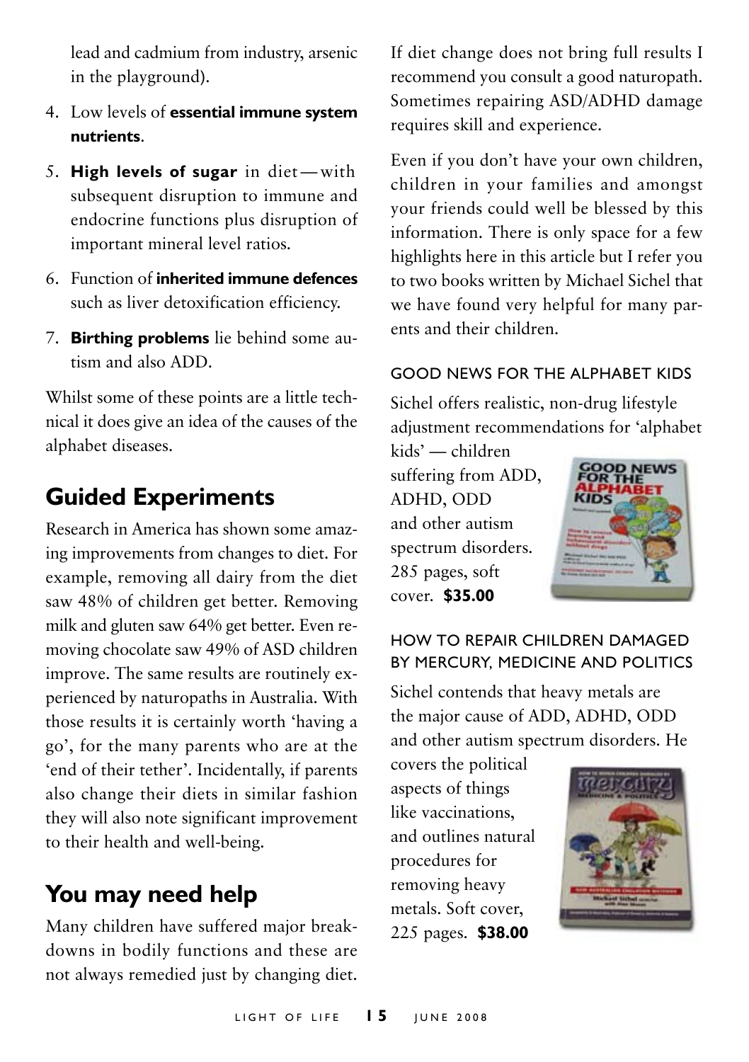lead and cadmium from industry, arsenic in the playground).

4. Low levels of **essential immune system nutrients**.
5. **High levels of sugar** in diet — with subsequent disruption to immune and endocrine functions plus disruption of important mineral level ratios.
6. Function of **inherited immune defences** such as liver detoxification efficiency.
7. **Birthing problems** lie behind some autism and also ADD.

Whilst some of these points are a little technical it does give an idea of the causes of the alphabet diseases.

## Guided Experiments

Research in America has shown some amazing improvements from changes to diet. For example, removing all dairy from the diet saw 48% of children get better. Removing milk and gluten saw 64% get better. Even removing chocolate saw 49% of ASD children improve. The same results are routinely experienced by naturopaths in Australia. With those results it is certainly worth 'having a go', for the many parents who are at the 'end of their tether'. Incidentally, if parents also change their diets in similar fashion they will also note significant improvement to their health and well-being.

## You may need help

Many children have suffered major breakdowns in bodily functions and these are not always remedied just by changing diet. If diet change does not bring full results I recommend you consult a good naturopath. Sometimes repairing ASD/ADHD damage requires skill and experience.

Even if you don't have your own children, children in your families and amongst your friends could well be blessed by this information. There is only space for a few highlights here in this article but I refer you to two books written by Michael Sichel that we have found very helpful for many parents and their children.

### GOOD NEWS FOR THE ALPHABET KIDS

Sichel offers realistic, non-drug lifestyle adjustment recommendations for 'alphabet kids' — children suffering from ADD, ADHD, ODD and other autism spectrum disorders. 285 pages, soft cover. **$35.00**

### HOW TO REPAIR CHILDREN DAMAGED BY MERCURY, MEDICINE AND POLITICS

Sichel contends that heavy metals are the major cause of ADD, ADHD, ODD and other autism spectrum disorders. He covers the political aspects of things like vaccinations, and outlines natural procedures for removing heavy metals. Soft cover, 225 pages. **$38.00**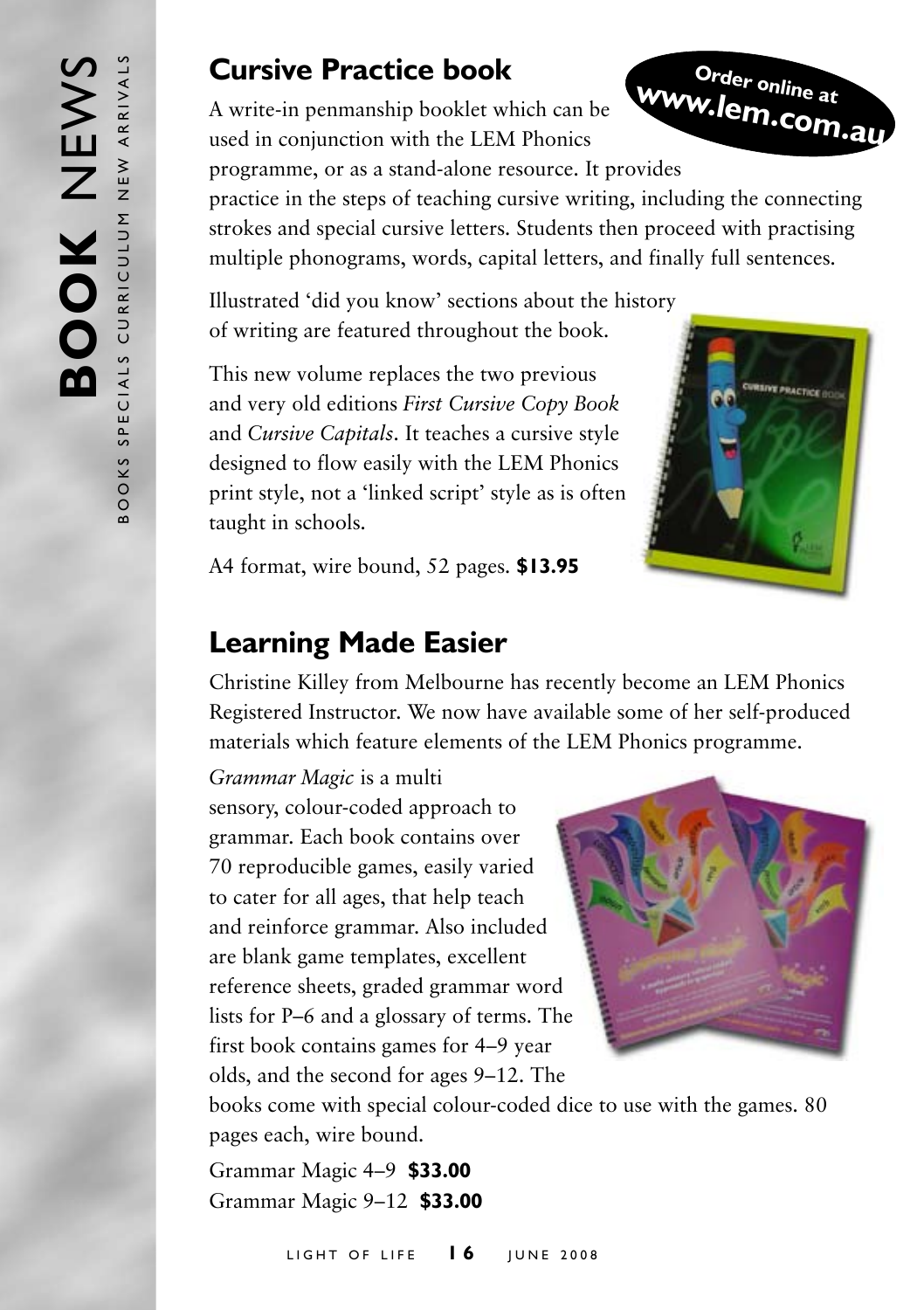## Cursive Practice book

**Order online at www.lem.com.au**

A write-in penmanship booklet which can be used in conjunction with the LEM Phonics programme, or as a stand-alone resource. It provides practice in the steps of teaching cursive writing, including the connecting strokes and special cursive letters. Students then proceed with practising multiple phonograms, words, capital letters, and finally full sentences.

Illustrated 'did you know' sections about the history of writing are featured throughout the book.

This new volume replaces the two previous and very old editions *First Cursive Copy Book* and *Cursive Capitals*. It teaches a cursive style designed to flow easily with the LEM Phonics print style, not a 'linked script' style as is often taught in schools.

A4 format, wire bound, 52 pages. **$13.95**

## Learning Made Easier

Christine Killey from Melbourne has recently become an LEM Phonics Registered Instructor. We now have available some of her self-produced materials which feature elements of the LEM Phonics programme.

*Grammar Magic* is a multi sensory, colour-coded approach to grammar. Each book contains over 70 reproducible games, easily varied to cater for all ages, that help teach and reinforce grammar. Also included are blank game templates, excellent reference sheets, graded grammar word lists for P–6 and a glossary of terms. The first book contains games for 4–9 year olds, and the second for ages 9–12. The books come with special colour-coded dice to use with the games. 80 pages each, wire bound.

Grammar Magic 4–9 **$33.00**
Grammar Magic 9–12 **$33.00**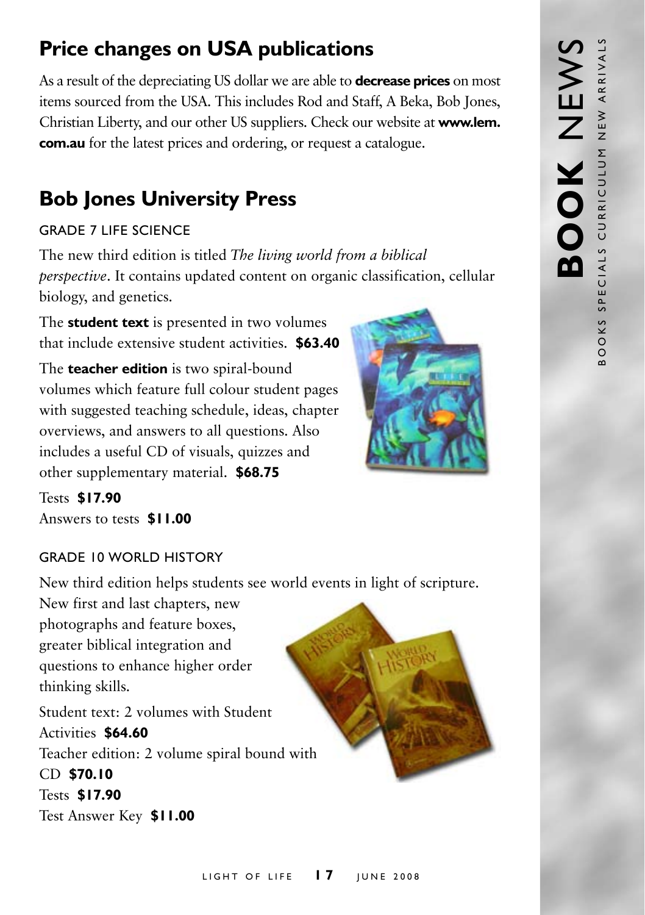## Price changes on USA publications

As a result of the depreciating US dollar we are able to **decrease prices** on most items sourced from the USA. This includes Rod and Staff, A Beka, Bob Jones, Christian Liberty, and our other US suppliers. Check our website at **www.lem.com.au** for the latest prices and ordering, or request a catalogue.

## Bob Jones University Press

### GRADE 7 LIFE SCIENCE

The new third edition is titled *The living world from a biblical perspective*. It contains updated content on organic classification, cellular biology, and genetics.

The **student text** is presented in two volumes that include extensive student activities. **$63.40**

The **teacher edition** is two spiral-bound volumes which feature full colour student pages with suggested teaching schedule, ideas, chapter overviews, and answers to all questions. Also includes a useful CD of visuals, quizzes and other supplementary material. **$68.75**

Tests **$17.90**
Answers to tests **$11.00**

### GRADE 10 WORLD HISTORY

New third edition helps students see world events in light of scripture. New first and last chapters, new photographs and feature boxes, greater biblical integration and questions to enhance higher order thinking skills.

Student text: 2 volumes with Student Activities **$64.60**
Teacher edition: 2 volume spiral bound with CD **$70.10**
Tests **$17.90**
Test Answer Key **$11.00**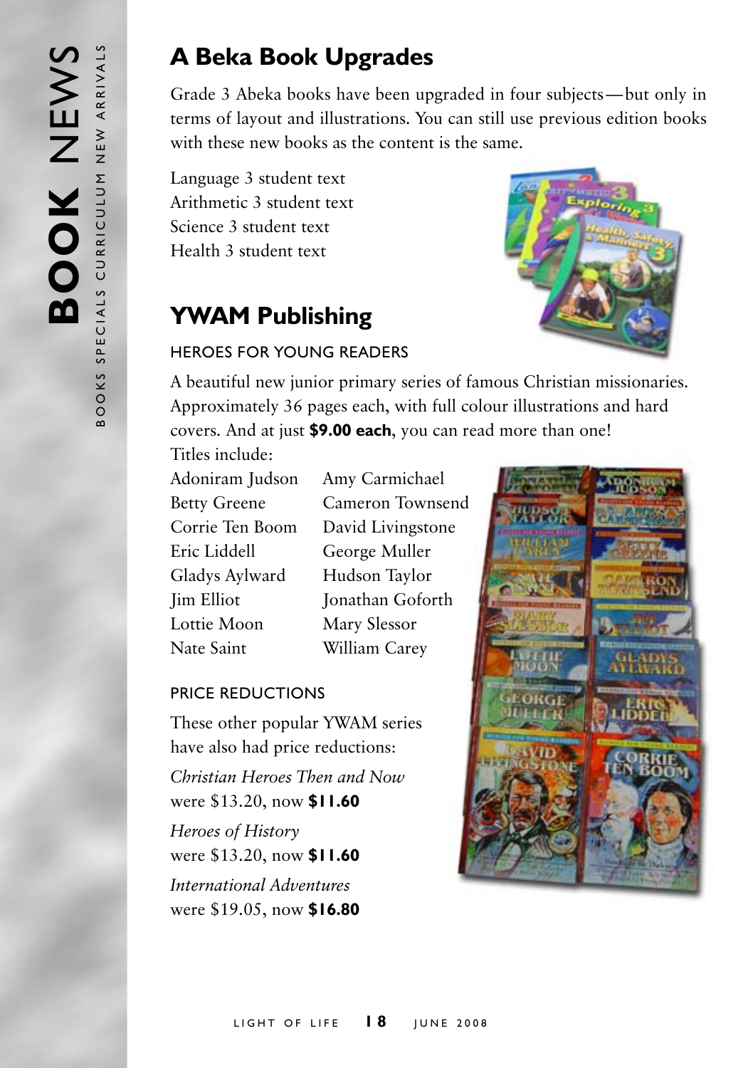## A Beka Book Upgrades

Grade 3 Abeka books have been upgraded in four subjects—but only in terms of layout and illustrations. You can still use previous edition books with these new books as the content is the same.

Language 3 student text
Arithmetic 3 student text
Science 3 student text
Health 3 student text

## YWAM Publishing

### HEROES FOR YOUNG READERS

A beautiful new junior primary series of famous Christian missionaries. Approximately 36 pages each, with full colour illustrations and hard covers. And at just **$9.00 each**, you can read more than one!

Titles include:

- Adoniram Judson
- Amy Carmichael
- Betty Greene
- Cameron Townsend
- Corrie Ten Boom
- David Livingstone
- Eric Liddell
- George Muller
- Gladys Aylward
- Hudson Taylor
- Jim Elliot
- Jonathan Goforth
- Lottie Moon
- Mary Slessor
- Nate Saint
- William Carey

### PRICE REDUCTIONS

These other popular YWAM series have also had price reductions:

*Christian Heroes Then and Now*
were $13.20, now **$11.60**

*Heroes of History*
were $13.20, now **$11.60**

*International Adventures*
were $19.05, now **$16.80**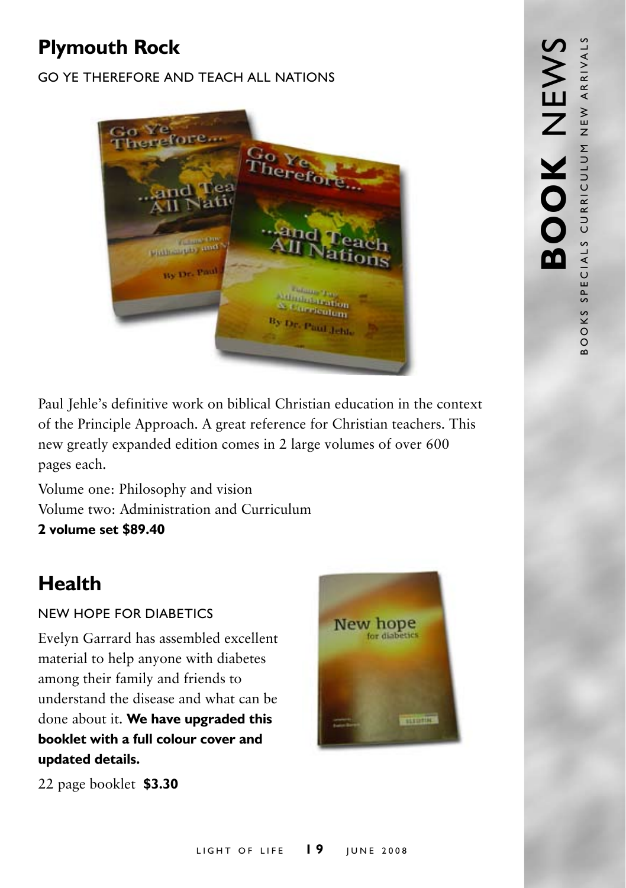## Plymouth Rock

GO YE THEREFORE AND TEACH ALL NATIONS

Paul Jehle's definitive work on biblical Christian education in the context of the Principle Approach. A great reference for Christian teachers. This new greatly expanded edition comes in 2 large volumes of over 600 pages each.

Volume one: Philosophy and vision
Volume two: Administration and Curriculum
**2 volume set $89.40**

## Health

NEW HOPE FOR DIABETICS

Evelyn Garrard has assembled excellent material to help anyone with diabetes among their family and friends to understand the disease and what can be done about it. **We have upgraded this booklet with a full colour cover and updated details.**

22 page booklet **$3.30**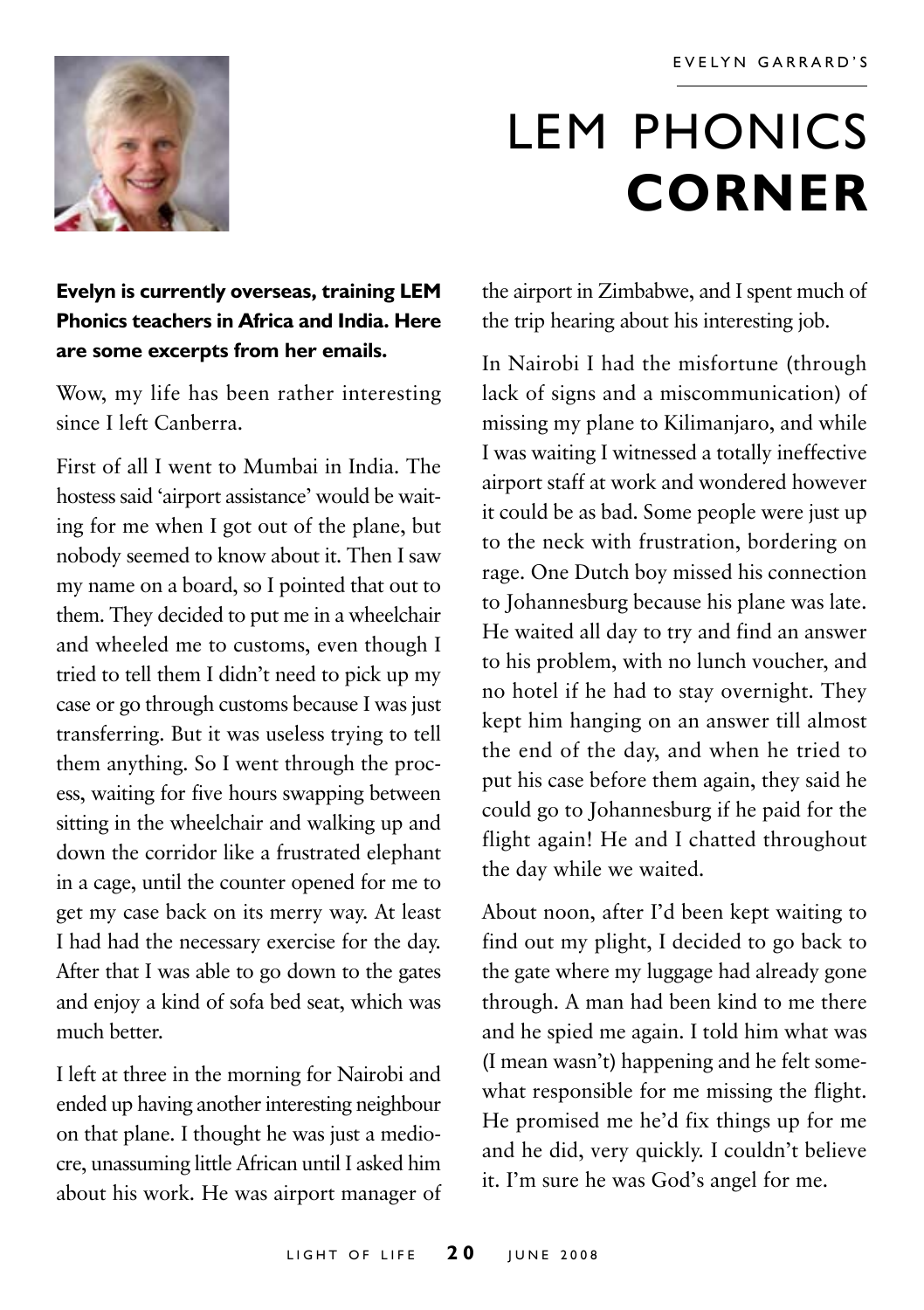EVELYN GARRARD'S

# LEM PHONICS **CORNER**

**Evelyn is currently overseas, training LEM Phonics teachers in Africa and India. Here are some excerpts from her emails.**

Wow, my life has been rather interesting since I left Canberra.

First of all I went to Mumbai in India. The hostess said 'airport assistance' would be waiting for me when I got out of the plane, but nobody seemed to know about it. Then I saw my name on a board, so I pointed that out to them. They decided to put me in a wheelchair and wheeled me to customs, even though I tried to tell them I didn't need to pick up my case or go through customs because I was just transferring. But it was useless trying to tell them anything. So I went through the process, waiting for five hours swapping between sitting in the wheelchair and walking up and down the corridor like a frustrated elephant in a cage, until the counter opened for me to get my case back on its merry way. At least I had had the necessary exercise for the day. After that I was able to go down to the gates and enjoy a kind of sofa bed seat, which was much better.

I left at three in the morning for Nairobi and ended up having another interesting neighbour on that plane. I thought he was just a mediocre, unassuming little African until I asked him about his work. He was airport manager of the airport in Zimbabwe, and I spent much of the trip hearing about his interesting job.

In Nairobi I had the misfortune (through lack of signs and a miscommunication) of missing my plane to Kilimanjaro, and while I was waiting I witnessed a totally ineffective airport staff at work and wondered however it could be as bad. Some people were just up to the neck with frustration, bordering on rage. One Dutch boy missed his connection to Johannesburg because his plane was late. He waited all day to try and find an answer to his problem, with no lunch voucher, and no hotel if he had to stay overnight. They kept him hanging on an answer till almost the end of the day, and when he tried to put his case before them again, they said he could go to Johannesburg if he paid for the flight again! He and I chatted throughout the day while we waited.

About noon, after I'd been kept waiting to find out my plight, I decided to go back to the gate where my luggage had already gone through. A man had been kind to me there and he spied me again. I told him what was (I mean wasn't) happening and he felt somewhat responsible for me missing the flight. He promised me he'd fix things up for me and he did, very quickly. I couldn't believe it. I'm sure he was God's angel for me.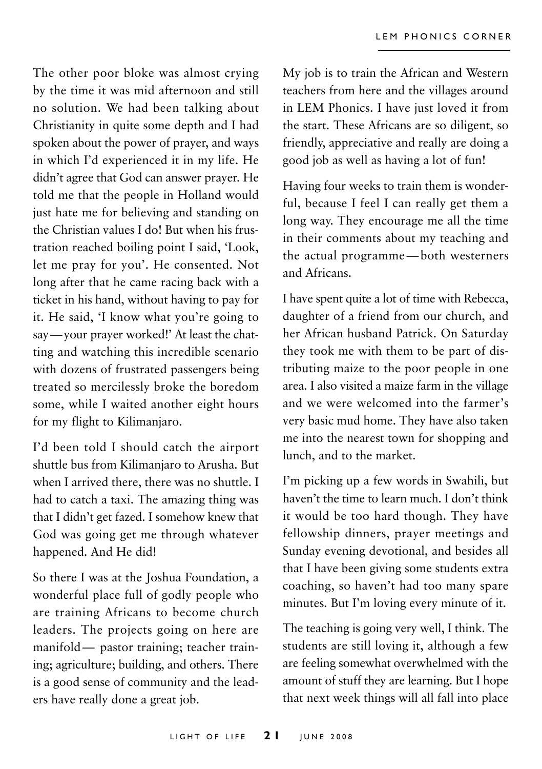The other poor bloke was almost crying by the time it was mid afternoon and still no solution. We had been talking about Christianity in quite some depth and I had spoken about the power of prayer, and ways in which I'd experienced it in my life. He didn't agree that God can answer prayer. He told me that the people in Holland would just hate me for believing and standing on the Christian values I do! But when his frustration reached boiling point I said, 'Look, let me pray for you'. He consented. Not long after that he came racing back with a ticket in his hand, without having to pay for it. He said, 'I know what you're going to say—your prayer worked!' At least the chatting and watching this incredible scenario with dozens of frustrated passengers being treated so mercilessly broke the boredom some, while I waited another eight hours for my flight to Kilimanjaro.

I'd been told I should catch the airport shuttle bus from Kilimanjaro to Arusha. But when I arrived there, there was no shuttle. I had to catch a taxi. The amazing thing was that I didn't get fazed. I somehow knew that God was going get me through whatever happened. And He did!

So there I was at the Joshua Foundation, a wonderful place full of godly people who are training Africans to become church leaders. The projects going on here are manifold— pastor training; teacher training; agriculture; building, and others. There is a good sense of community and the leaders have really done a great job.

My job is to train the African and Western teachers from here and the villages around in LEM Phonics. I have just loved it from the start. These Africans are so diligent, so friendly, appreciative and really are doing a good job as well as having a lot of fun!

Having four weeks to train them is wonderful, because I feel I can really get them a long way. They encourage me all the time in their comments about my teaching and the actual programme—both westerners and Africans.

I have spent quite a lot of time with Rebecca, daughter of a friend from our church, and her African husband Patrick. On Saturday they took me with them to be part of distributing maize to the poor people in one area. I also visited a maize farm in the village and we were welcomed into the farmer's very basic mud home. They have also taken me into the nearest town for shopping and lunch, and to the market.

I'm picking up a few words in Swahili, but haven't the time to learn much. I don't think it would be too hard though. They have fellowship dinners, prayer meetings and Sunday evening devotional, and besides all that I have been giving some students extra coaching, so haven't had too many spare minutes. But I'm loving every minute of it.

The teaching is going very well, I think. The students are still loving it, although a few are feeling somewhat overwhelmed with the amount of stuff they are learning. But I hope that next week things will all fall into place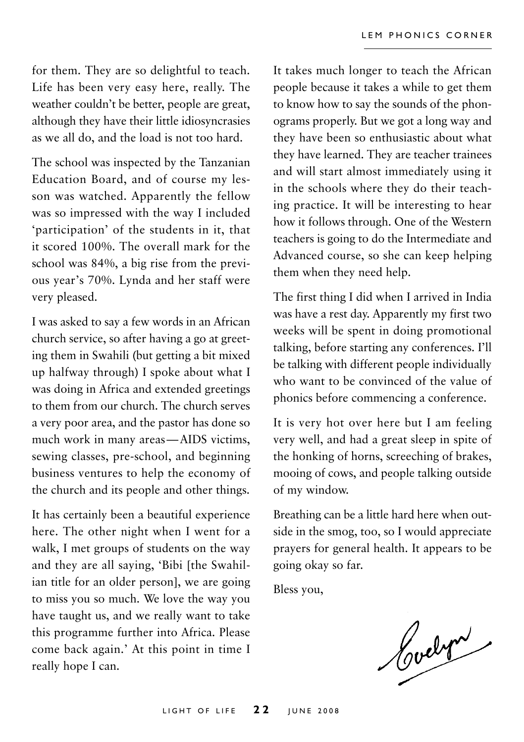for them. They are so delightful to teach. Life has been very easy here, really. The weather couldn't be better, people are great, although they have their little idiosyncrasies as we all do, and the load is not too hard.

The school was inspected by the Tanzanian Education Board, and of course my lesson was watched. Apparently the fellow was so impressed with the way I included 'participation' of the students in it, that it scored 100%. The overall mark for the school was 84%, a big rise from the previous year's 70%. Lynda and her staff were very pleased.

I was asked to say a few words in an African church service, so after having a go at greeting them in Swahili (but getting a bit mixed up halfway through) I spoke about what I was doing in Africa and extended greetings to them from our church. The church serves a very poor area, and the pastor has done so much work in many areas—AIDS victims, sewing classes, pre-school, and beginning business ventures to help the economy of the church and its people and other things.

It has certainly been a beautiful experience here. The other night when I went for a walk, I met groups of students on the way and they are all saying, 'Bibi [the Swahilian title for an older person], we are going to miss you so much. We love the way you have taught us, and we really want to take this programme further into Africa. Please come back again.' At this point in time I really hope I can.

It takes much longer to teach the African people because it takes a while to get them to know how to say the sounds of the phonograms properly. But we got a long way and they have been so enthusiastic about what they have learned. They are teacher trainees and will start almost immediately using it in the schools where they do their teaching practice. It will be interesting to hear how it follows through. One of the Western teachers is going to do the Intermediate and Advanced course, so she can keep helping them when they need help.

The first thing I did when I arrived in India was have a rest day. Apparently my first two weeks will be spent in doing promotional talking, before starting any conferences. I'll be talking with different people individually who want to be convinced of the value of phonics before commencing a conference.

It is very hot over here but I am feeling very well, and had a great sleep in spite of the honking of horns, screeching of brakes, mooing of cows, and people talking outside of my window.

Breathing can be a little hard here when outside in the smog, too, so I would appreciate prayers for general health. It appears to be going okay so far.

Bless you,

Evelyn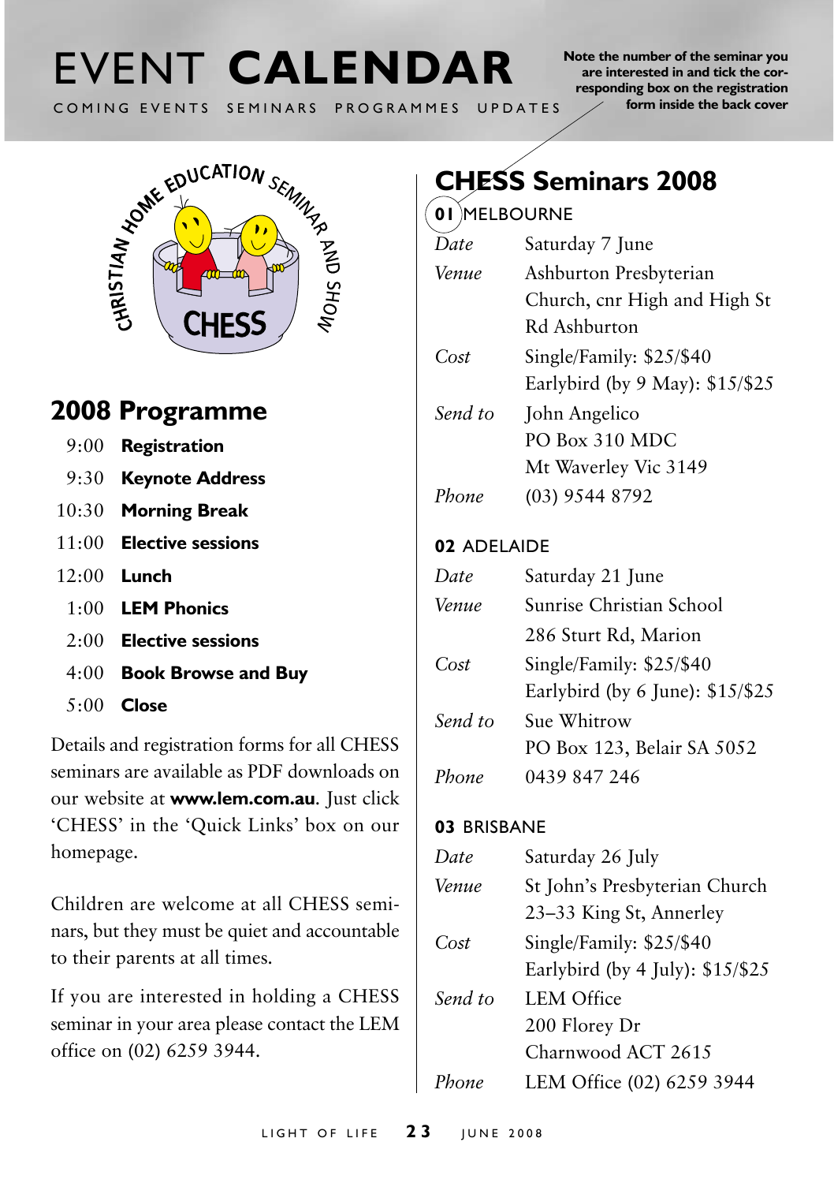# EVENT **CALENDAR**

COMING EVENTS SEMINARS PROGRAMMES UPDATES

**Note the number of the seminar you are interested in and tick the corresponding box on the registration form inside the back cover**

CHRISTIAN HOME EDUCATION SEMINAR AND SHOW

CHESS

## 2008 Programme

| | |
|---|---|
| 9:00 | **Registration** |
| 9:30 | **Keynote Address** |
| 10:30 | **Morning Break** |
| 11:00 | **Elective sessions** |
| 12:00 | **Lunch** |
| 1:00 | **LEM Phonics** |
| 2:00 | **Elective sessions** |
| 4:00 | **Book Browse and Buy** |
| 5:00 | **Close** |

Details and registration forms for all CHESS seminars are available as PDF downloads on our website at **www.lem.com.au**. Just click 'CHESS' in the 'Quick Links' box on our homepage.

Children are welcome at all CHESS seminars, but they must be quiet and accountable to their parents at all times.

If you are interested in holding a CHESS seminar in your area please contact the LEM office on (02) 6259 3944.

## CHESS Seminars 2008

### 01 MELBOURNE

| | |
|---|---|
| *Date* | Saturday 7 June |
| *Venue* | Ashburton Presbyterian Church, cnr High and High St Rd Ashburton |
| *Cost* | Single/Family: $25/$40<br>Earlybird (by 9 May): $15/$25 |
| *Send to* | John Angelico<br>PO Box 310 MDC<br>Mt Waverley Vic 3149 |
| *Phone* | (03) 9544 8792 |

### 02 ADELAIDE

| | |
|---|---|
| *Date* | Saturday 21 June |
| *Venue* | Sunrise Christian School<br>286 Sturt Rd, Marion |
| *Cost* | Single/Family: $25/$40<br>Earlybird (by 6 June): $15/$25 |
| *Send to* | Sue Whitrow<br>PO Box 123, Belair SA 5052 |
| *Phone* | 0439 847 246 |

### 03 BRISBANE

| | |
|---|---|
| *Date* | Saturday 26 July |
| *Venue* | St John's Presbyterian Church<br>23–33 King St, Annerley |
| *Cost* | Single/Family: $25/$40<br>Earlybird (by 4 July): $15/$25 |
| *Send to* | LEM Office<br>200 Florey Dr<br>Charnwood ACT 2615 |
| *Phone* | LEM Office (02) 6259 3944 |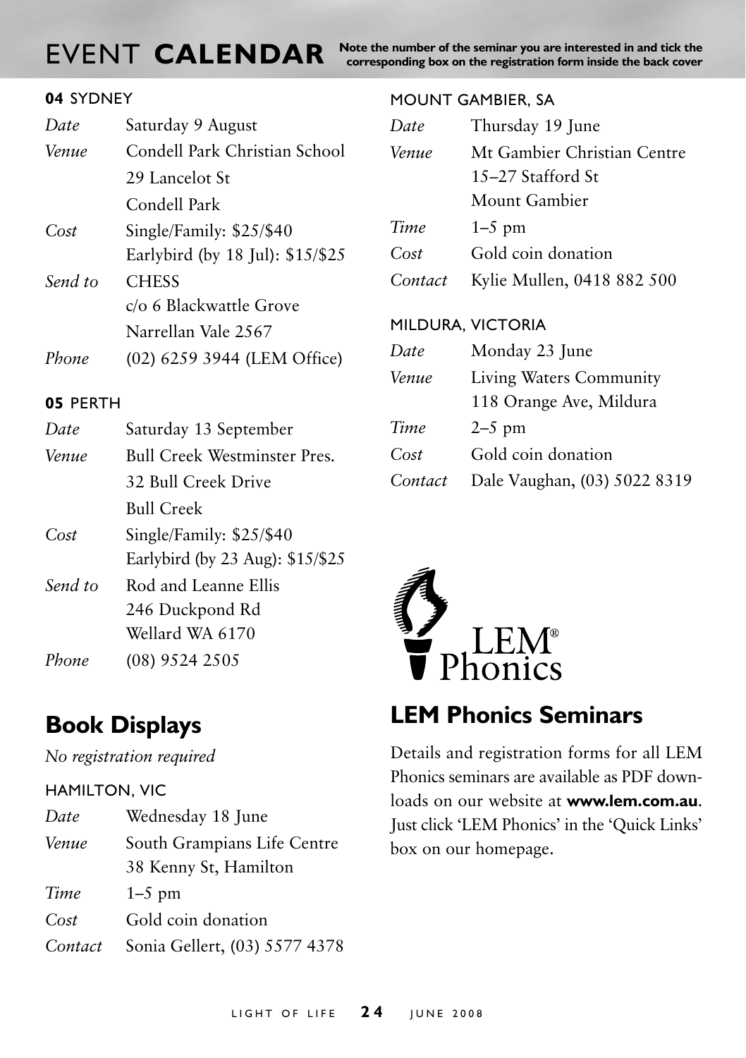# EVENT **CALENDAR**

**Note the number of the seminar you are interested in and tick the corresponding box on the registration form inside the back cover**

### **04** SYDNEY

| | |
|---|---|
| *Date* | Saturday 9 August |
| *Venue* | Condell Park Christian School<br>29 Lancelot St<br>Condell Park |
| *Cost* | Single/Family: $25/$40<br>Earlybird (by 18 Jul): $15/$25 |
| *Send to* | CHESS<br>c/o 6 Blackwattle Grove<br>Narrellan Vale 2567 |
| *Phone* | (02) 6259 3944 (LEM Office) |

### **05** PERTH

| | |
|---|---|
| *Date* | Saturday 13 September |
| *Venue* | Bull Creek Westminster Pres.<br>32 Bull Creek Drive<br>Bull Creek |
| *Cost* | Single/Family: $25/$40<br>Earlybird (by 23 Aug): $15/$25 |
| *Send to* | Rod and Leanne Ellis<br>246 Duckpond Rd<br>Wellard WA 6170 |
| *Phone* | (08) 9524 2505 |

## Book Displays

*No registration required*

### HAMILTON, VIC

| | |
|---|---|
| *Date* | Wednesday 18 June |
| *Venue* | South Grampians Life Centre<br>38 Kenny St, Hamilton |
| *Time* | 1–5 pm |
| *Cost* | Gold coin donation |
| *Contact* | Sonia Gellert, (03) 5577 4378 |

### MOUNT GAMBIER, SA

| | |
|---|---|
| *Date* | Thursday 19 June |
| *Venue* | Mt Gambier Christian Centre<br>15–27 Stafford St<br>Mount Gambier |
| *Time* | 1–5 pm |
| *Cost* | Gold coin donation |
| *Contact* | Kylie Mullen, 0418 882 500 |

### MILDURA, VICTORIA

| | |
|---|---|
| *Date* | Monday 23 June |
| *Venue* | Living Waters Community<br>118 Orange Ave, Mildura |
| *Time* | 2–5 pm |
| *Cost* | Gold coin donation |
| *Contact* | Dale Vaughan, (03) 5022 8319 |

LEM® Phonics

## LEM Phonics Seminars

Details and registration forms for all LEM Phonics seminars are available as PDF downloads on our website at **www.lem.com.au**. Just click 'LEM Phonics' in the 'Quick Links' box on our homepage.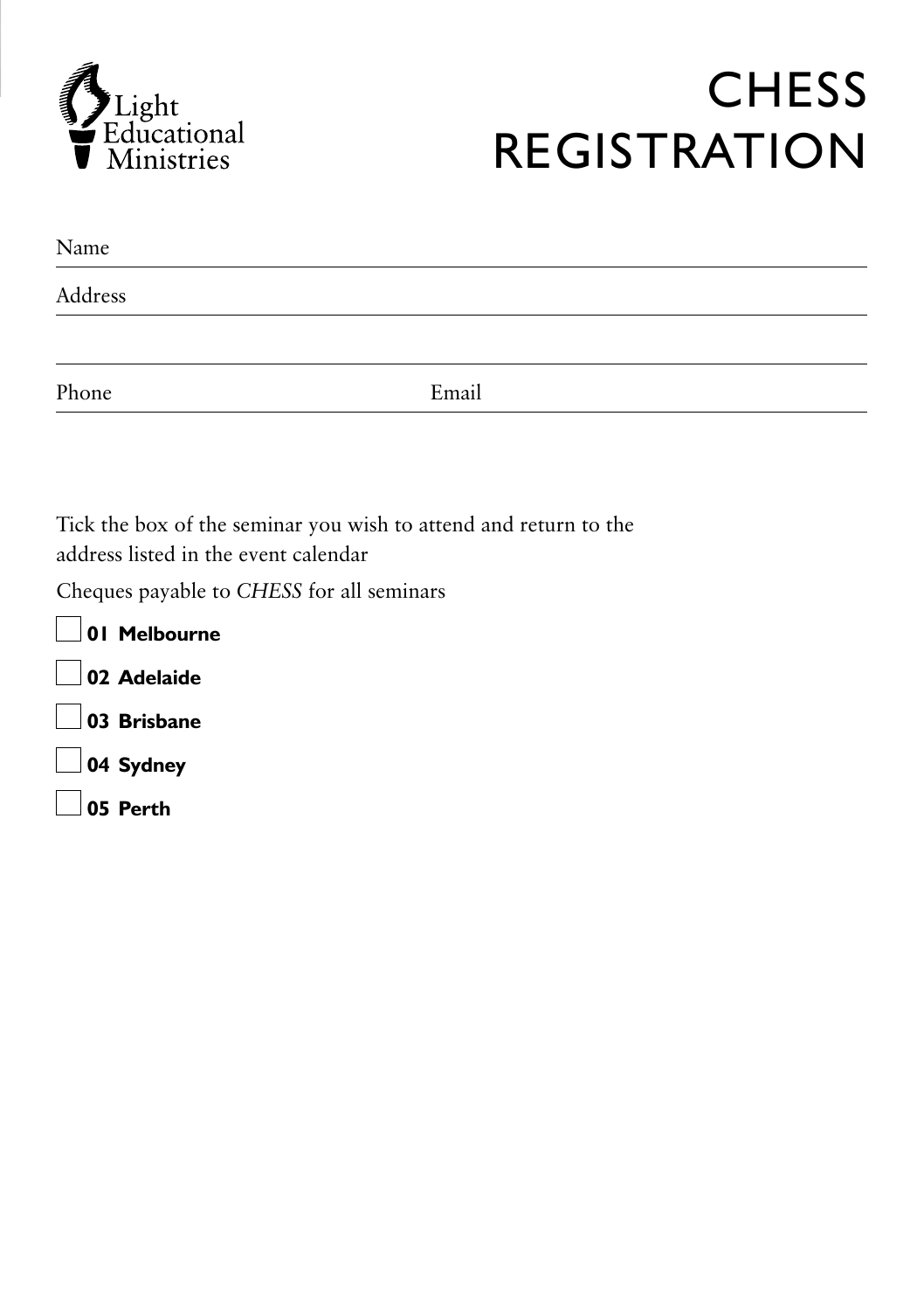Light Educational Ministries

# CHESS REGISTRATION

Name

Address

Phone Email

Tick the box of the seminar you wish to attend and return to the address listed in the event calendar

Cheques payable to *CHESS* for all seminars

- ☐ **01 Melbourne**
- ☐ **02 Adelaide**
- ☐ **03 Brisbane**
- ☐ **04 Sydney**
- ☐ **05 Perth**